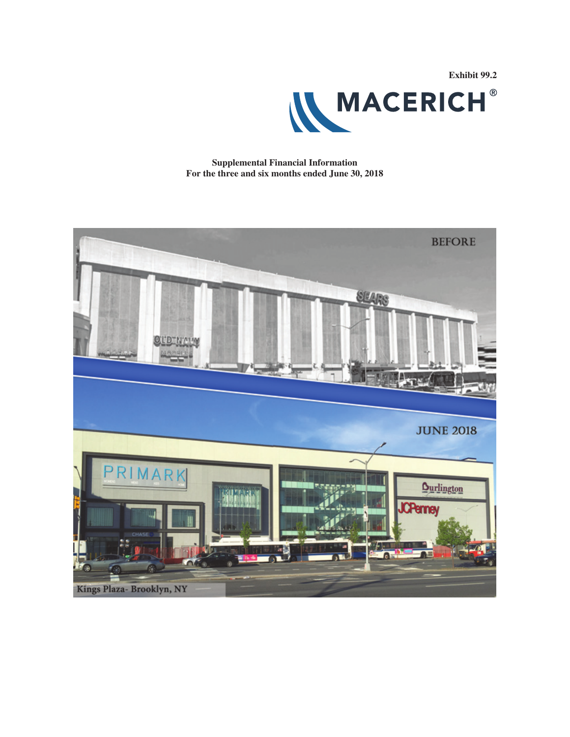Exhibit 99.2

MACERICH®

**Supplemental Financial Information**
**For the three and six months ended June 30, 2018**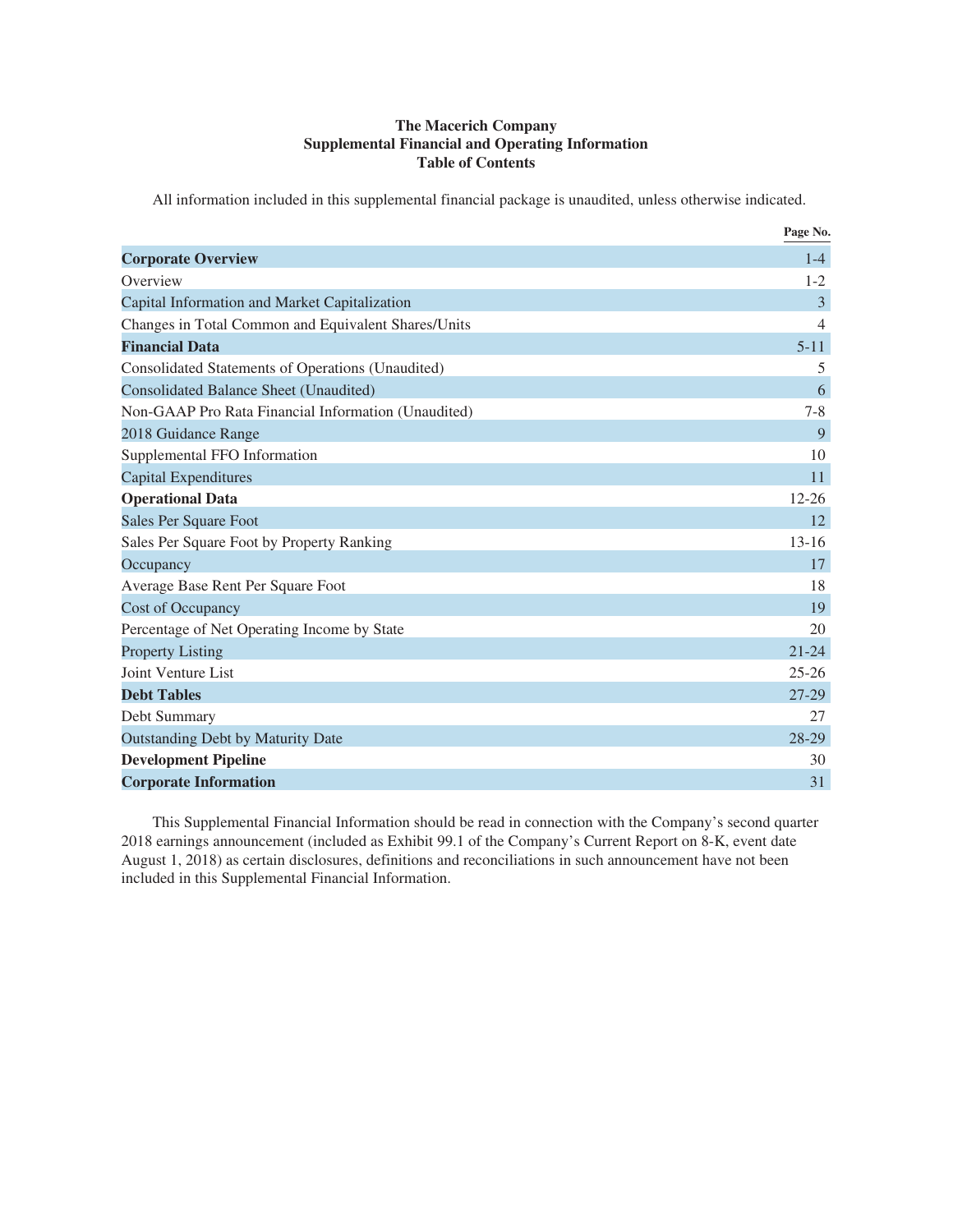# The Macerich Company
## Supplemental Financial and Operating Information
## Table of Contents

All information included in this supplemental financial package is unaudited, unless otherwise indicated.

| | Page No. |
|---|---|
| **Corporate Overview** | 1-4 |
| Overview | 1-2 |
| Capital Information and Market Capitalization | 3 |
| Changes in Total Common and Equivalent Shares/Units | 4 |
| **Financial Data** | 5-11 |
| Consolidated Statements of Operations (Unaudited) | 5 |
| Consolidated Balance Sheet (Unaudited) | 6 |
| Non-GAAP Pro Rata Financial Information (Unaudited) | 7-8 |
| 2018 Guidance Range | 9 |
| Supplemental FFO Information | 10 |
| Capital Expenditures | 11 |
| **Operational Data** | 12-26 |
| Sales Per Square Foot | 12 |
| Sales Per Square Foot by Property Ranking | 13-16 |
| Occupancy | 17 |
| Average Base Rent Per Square Foot | 18 |
| Cost of Occupancy | 19 |
| Percentage of Net Operating Income by State | 20 |
| Property Listing | 21-24 |
| Joint Venture List | 25-26 |
| **Debt Tables** | 27-29 |
| Debt Summary | 27 |
| Outstanding Debt by Maturity Date | 28-29 |
| **Development Pipeline** | 30 |
| **Corporate Information** | 31 |

This Supplemental Financial Information should be read in connection with the Company's second quarter 2018 earnings announcement (included as Exhibit 99.1 of the Company's Current Report on 8-K, event date August 1, 2018) as certain disclosures, definitions and reconciliations in such announcement have not been included in this Supplemental Financial Information.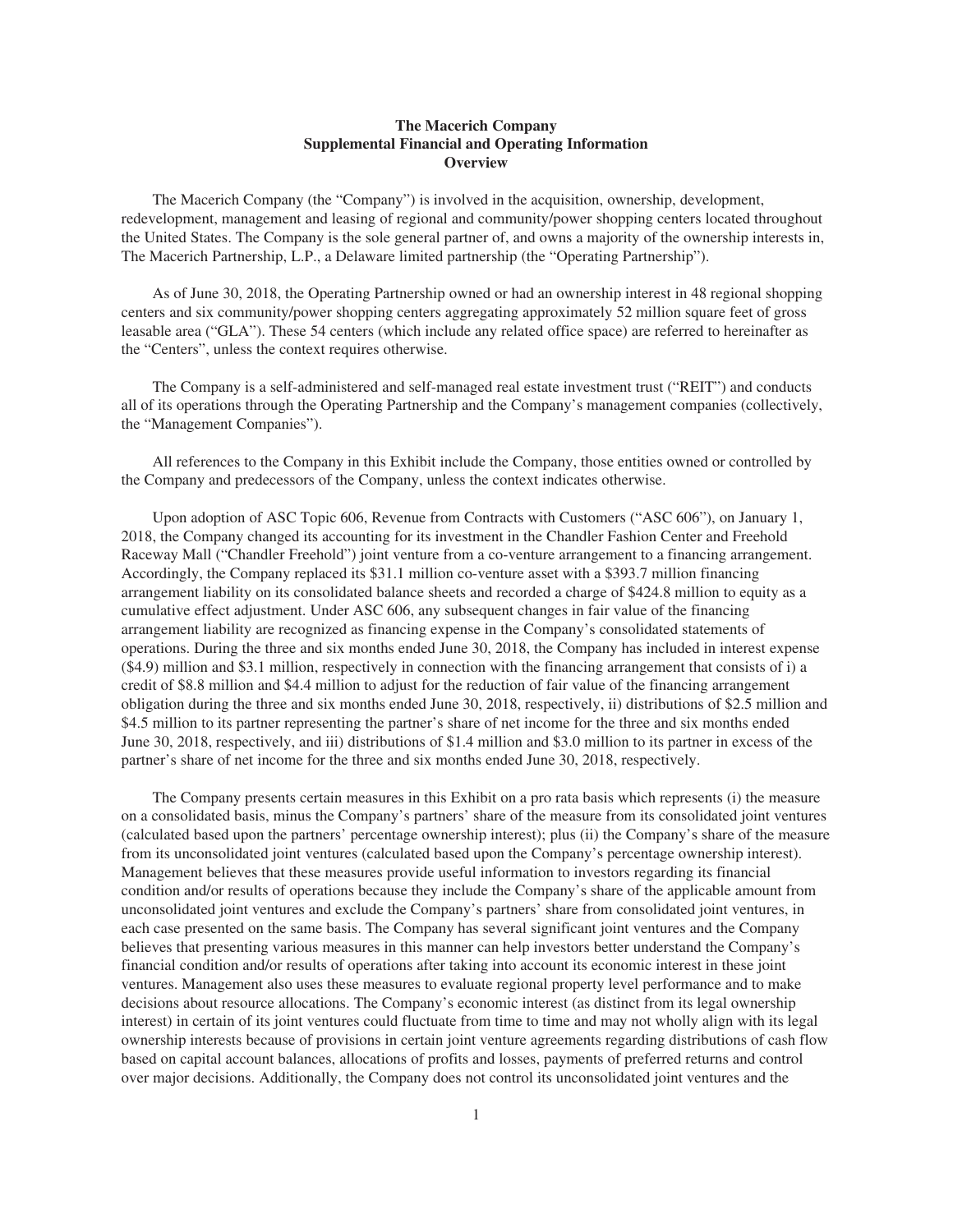**The Macerich Company**
**Supplemental Financial and Operating Information**
**Overview**

The Macerich Company (the "Company") is involved in the acquisition, ownership, development, redevelopment, management and leasing of regional and community/power shopping centers located throughout the United States. The Company is the sole general partner of, and owns a majority of the ownership interests in, The Macerich Partnership, L.P., a Delaware limited partnership (the "Operating Partnership").

As of June 30, 2018, the Operating Partnership owned or had an ownership interest in 48 regional shopping centers and six community/power shopping centers aggregating approximately 52 million square feet of gross leasable area ("GLA"). These 54 centers (which include any related office space) are referred to hereinafter as the "Centers", unless the context requires otherwise.

The Company is a self-administered and self-managed real estate investment trust ("REIT") and conducts all of its operations through the Operating Partnership and the Company's management companies (collectively, the "Management Companies").

All references to the Company in this Exhibit include the Company, those entities owned or controlled by the Company and predecessors of the Company, unless the context indicates otherwise.

Upon adoption of ASC Topic 606, Revenue from Contracts with Customers ("ASC 606"), on January 1, 2018, the Company changed its accounting for its investment in the Chandler Fashion Center and Freehold Raceway Mall ("Chandler Freehold") joint venture from a co-venture arrangement to a financing arrangement. Accordingly, the Company replaced its $31.1 million co-venture asset with a $393.7 million financing arrangement liability on its consolidated balance sheets and recorded a charge of $424.8 million to equity as a cumulative effect adjustment. Under ASC 606, any subsequent changes in fair value of the financing arrangement liability are recognized as financing expense in the Company's consolidated statements of operations. During the three and six months ended June 30, 2018, the Company has included in interest expense ($4.9) million and $3.1 million, respectively in connection with the financing arrangement that consists of i) a credit of $8.8 million and $4.4 million to adjust for the reduction of fair value of the financing arrangement obligation during the three and six months ended June 30, 2018, respectively, ii) distributions of $2.5 million and $4.5 million to its partner representing the partner's share of net income for the three and six months ended June 30, 2018, respectively, and iii) distributions of $1.4 million and $3.0 million to its partner in excess of the partner's share of net income for the three and six months ended June 30, 2018, respectively.

The Company presents certain measures in this Exhibit on a pro rata basis which represents (i) the measure on a consolidated basis, minus the Company's partners' share of the measure from its consolidated joint ventures (calculated based upon the partners' percentage ownership interest); plus (ii) the Company's share of the measure from its unconsolidated joint ventures (calculated based upon the Company's percentage ownership interest). Management believes that these measures provide useful information to investors regarding its financial condition and/or results of operations because they include the Company's share of the applicable amount from unconsolidated joint ventures and exclude the Company's partners' share from consolidated joint ventures, in each case presented on the same basis. The Company has several significant joint ventures and the Company believes that presenting various measures in this manner can help investors better understand the Company's financial condition and/or results of operations after taking into account its economic interest in these joint ventures. Management also uses these measures to evaluate regional property level performance and to make decisions about resource allocations. The Company's economic interest (as distinct from its legal ownership interest) in certain of its joint ventures could fluctuate from time to time and may not wholly align with its legal ownership interests because of provisions in certain joint venture agreements regarding distributions of cash flow based on capital account balances, allocations of profits and losses, payments of preferred returns and control over major decisions. Additionally, the Company does not control its unconsolidated joint ventures and the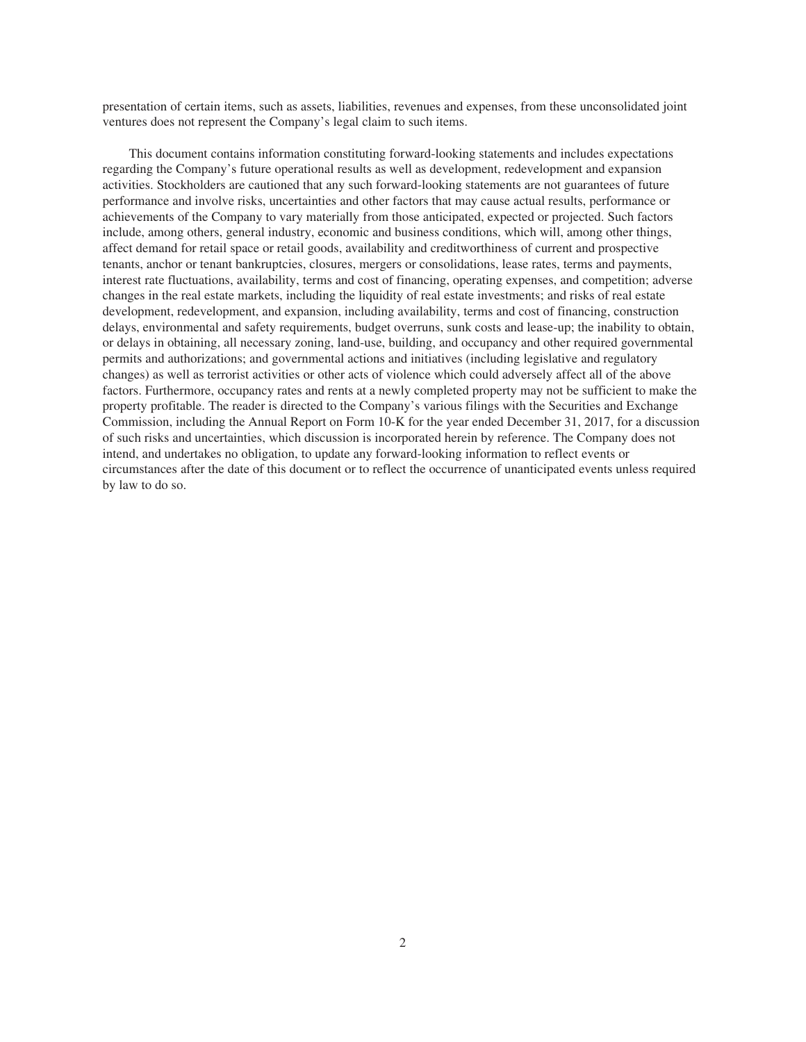presentation of certain items, such as assets, liabilities, revenues and expenses, from these unconsolidated joint ventures does not represent the Company's legal claim to such items.

This document contains information constituting forward-looking statements and includes expectations regarding the Company's future operational results as well as development, redevelopment and expansion activities. Stockholders are cautioned that any such forward-looking statements are not guarantees of future performance and involve risks, uncertainties and other factors that may cause actual results, performance or achievements of the Company to vary materially from those anticipated, expected or projected. Such factors include, among others, general industry, economic and business conditions, which will, among other things, affect demand for retail space or retail goods, availability and creditworthiness of current and prospective tenants, anchor or tenant bankruptcies, closures, mergers or consolidations, lease rates, terms and payments, interest rate fluctuations, availability, terms and cost of financing, operating expenses, and competition; adverse changes in the real estate markets, including the liquidity of real estate investments; and risks of real estate development, redevelopment, and expansion, including availability, terms and cost of financing, construction delays, environmental and safety requirements, budget overruns, sunk costs and lease-up; the inability to obtain, or delays in obtaining, all necessary zoning, land-use, building, and occupancy and other required governmental permits and authorizations; and governmental actions and initiatives (including legislative and regulatory changes) as well as terrorist activities or other acts of violence which could adversely affect all of the above factors. Furthermore, occupancy rates and rents at a newly completed property may not be sufficient to make the property profitable. The reader is directed to the Company's various filings with the Securities and Exchange Commission, including the Annual Report on Form 10-K for the year ended December 31, 2017, for a discussion of such risks and uncertainties, which discussion is incorporated herein by reference. The Company does not intend, and undertakes no obligation, to update any forward-looking information to reflect events or circumstances after the date of this document or to reflect the occurrence of unanticipated events unless required by law to do so.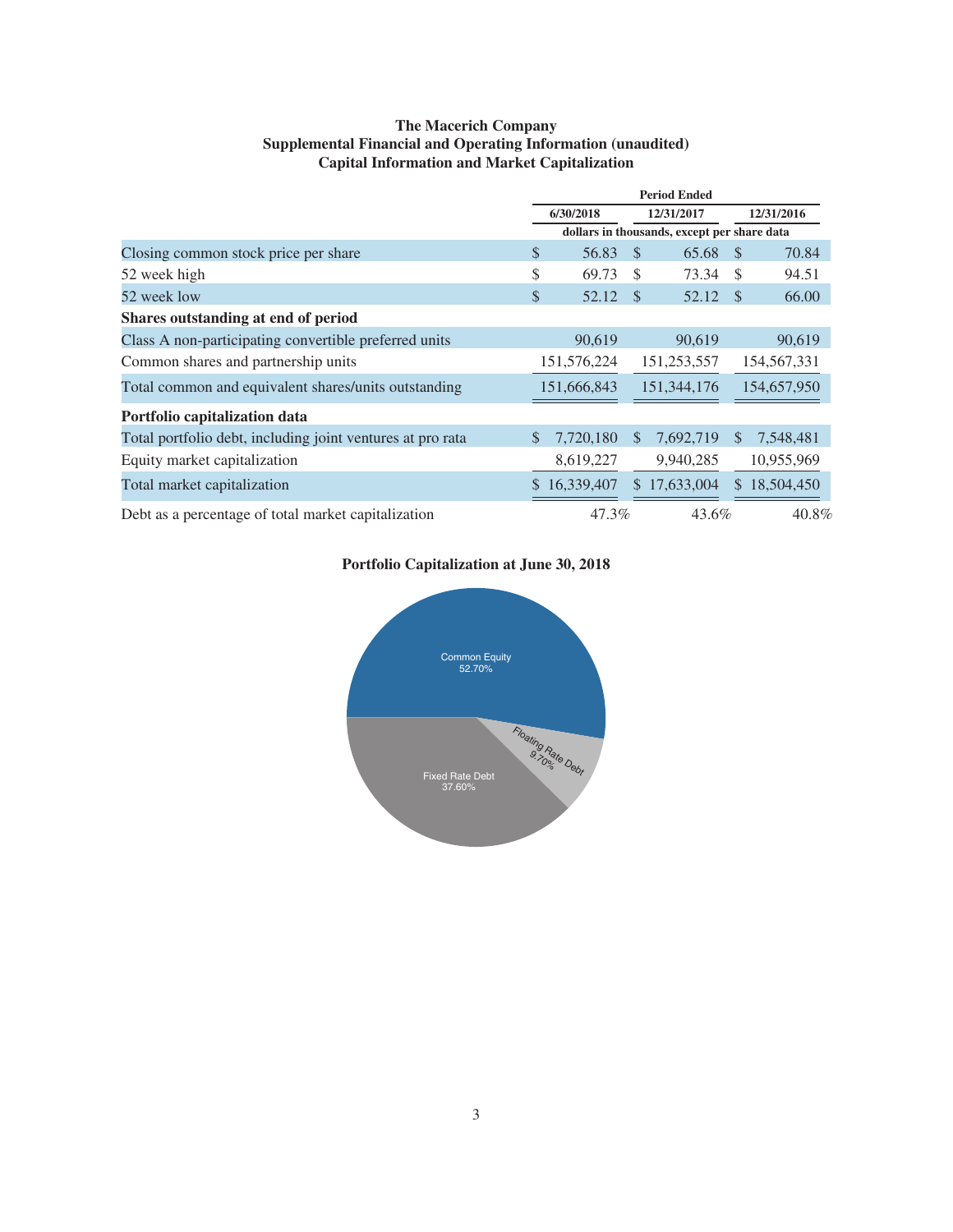**The Macerich Company**
**Supplemental Financial and Operating Information (unaudited)**
**Capital Information and Market Capitalization**

| | Period Ended | | |
|---|---|---|---|
| | 6/30/2018 | 12/31/2017 | 12/31/2016 |
| | dollars in thousands, except per share data | | |
| Closing common stock price per share | $ 56.83 | $ 65.68 | $ 70.84 |
| 52 week high | $ 69.73 | $ 73.34 | $ 94.51 |
| 52 week low | $ 52.12 | $ 52.12 | $ 66.00 |
| **Shares outstanding at end of period** | | | |
| Class A non-participating convertible preferred units | 90,619 | 90,619 | 90,619 |
| Common shares and partnership units | 151,576,224 | 151,253,557 | 154,567,331 |
| Total common and equivalent shares/units outstanding | 151,666,843 | 151,344,176 | 154,657,950 |
| **Portfolio capitalization data** | | | |
| Total portfolio debt, including joint ventures at pro rata | $ 7,720,180 | $ 7,692,719 | $ 7,548,481 |
| Equity market capitalization | 8,619,227 | 9,940,285 | 10,955,969 |
| Total market capitalization | $ 16,339,407 | $ 17,633,004 | $ 18,504,450 |
| Debt as a percentage of total market capitalization | 47.3% | 43.6% | 40.8% |

**Portfolio Capitalization at June 30, 2018**

| Component | Percentage |
|---|---|
| Common Equity | 52.70% |
| Floating Rate Debt | 9.70% |
| Fixed Rate Debt | 37.60% |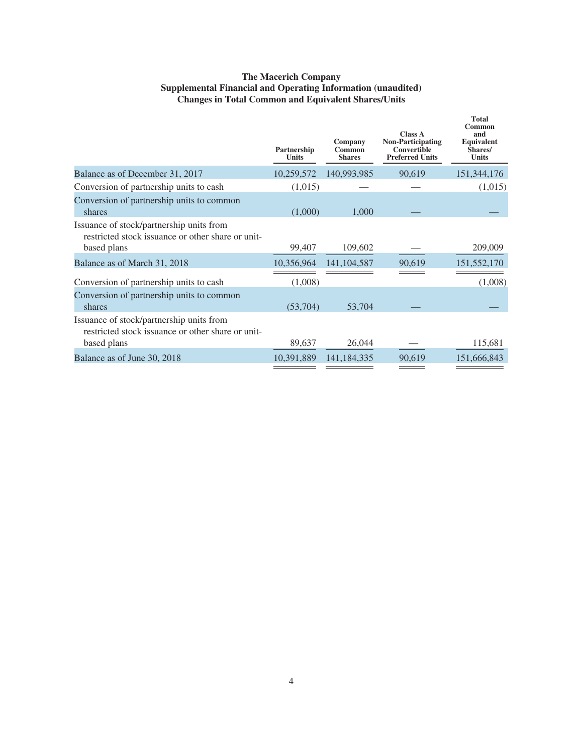**The Macerich Company**
**Supplemental Financial and Operating Information (unaudited)**
**Changes in Total Common and Equivalent Shares/Units**

| | Partnership Units | Company Common Shares | Class A Non-Participating Convertible Preferred Units | Total Common and Equivalent Shares/ Units |
|---|---|---|---|---|
| Balance as of December 31, 2017 | 10,259,572 | 140,993,985 | 90,619 | 151,344,176 |
| Conversion of partnership units to cash | (1,015) | — | — | (1,015) |
| Conversion of partnership units to common shares | (1,000) | 1,000 | — | — |
| Issuance of stock/partnership units from restricted stock issuance or other share or unit-based plans | 99,407 | 109,602 | — | 209,009 |
| Balance as of March 31, 2018 | 10,356,964 | 141,104,587 | 90,619 | 151,552,170 |
| Conversion of partnership units to cash | (1,008) | | | (1,008) |
| Conversion of partnership units to common shares | (53,704) | 53,704 | — | — |
| Issuance of stock/partnership units from restricted stock issuance or other share or unit-based plans | 89,637 | 26,044 | — | 115,681 |
| Balance as of June 30, 2018 | 10,391,889 | 141,184,335 | 90,619 | 151,666,843 |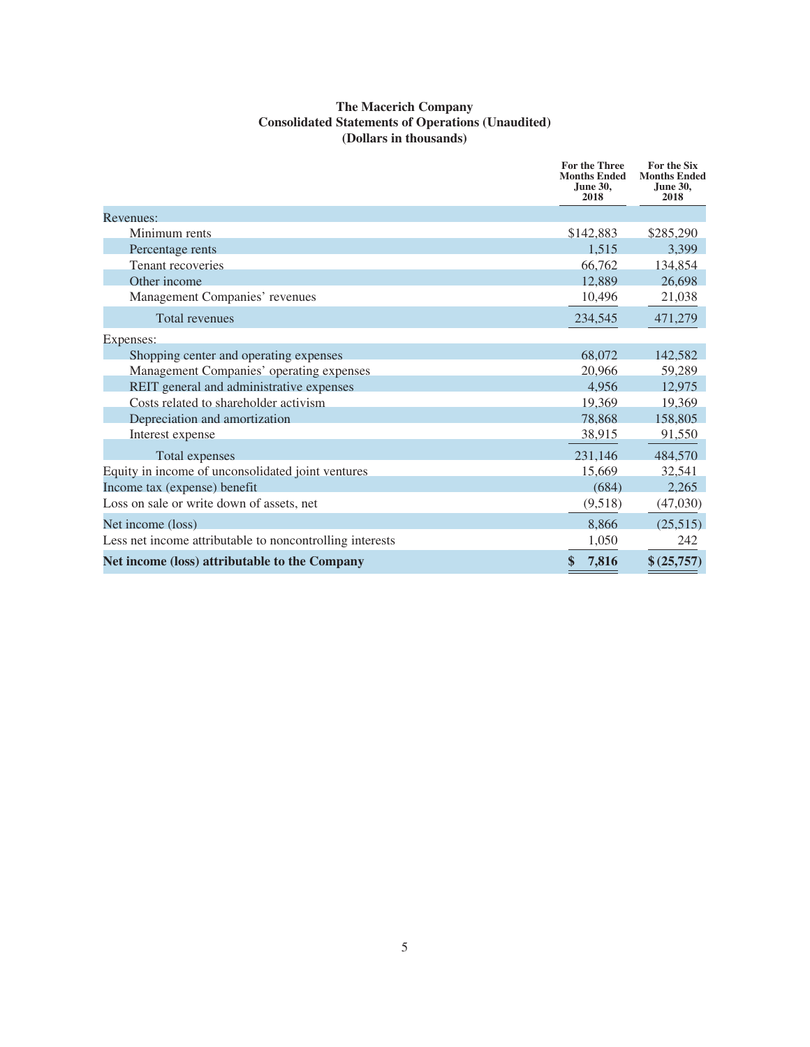**The Macerich Company**
**Consolidated Statements of Operations (Unaudited)**
**(Dollars in thousands)**

| | For the Three Months Ended June 30, 2018 | For the Six Months Ended June 30, 2018 |
|---|---|---|
| Revenues: | | |
| Minimum rents | $142,883 | $285,290 |
| Percentage rents | 1,515 | 3,399 |
| Tenant recoveries | 66,762 | 134,854 |
| Other income | 12,889 | 26,698 |
| Management Companies' revenues | 10,496 | 21,038 |
| Total revenues | 234,545 | 471,279 |
| Expenses: | | |
| Shopping center and operating expenses | 68,072 | 142,582 |
| Management Companies' operating expenses | 20,966 | 59,289 |
| REIT general and administrative expenses | 4,956 | 12,975 |
| Costs related to shareholder activism | 19,369 | 19,369 |
| Depreciation and amortization | 78,868 | 158,805 |
| Interest expense | 38,915 | 91,550 |
| Total expenses | 231,146 | 484,570 |
| Equity in income of unconsolidated joint ventures | 15,669 | 32,541 |
| Income tax (expense) benefit | (684) | 2,265 |
| Loss on sale or write down of assets, net | (9,518) | (47,030) |
| Net income (loss) | 8,866 | (25,515) |
| Less net income attributable to noncontrolling interests | 1,050 | 242 |
| **Net income (loss) attributable to the Company** | **$ 7,816** | **$ (25,757)** |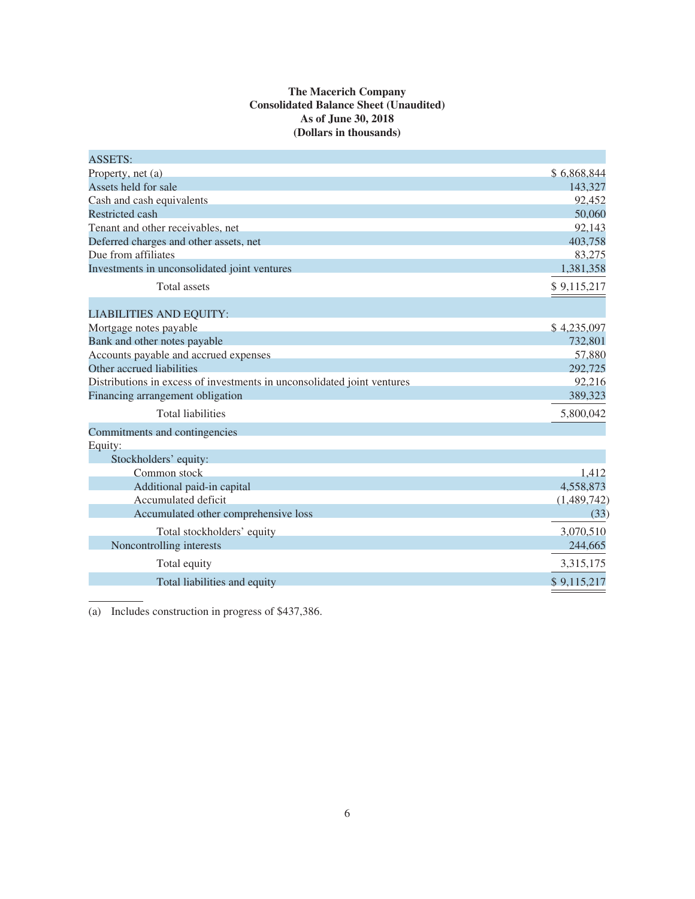**The Macerich Company**
**Consolidated Balance Sheet (Unaudited)**
**As of June 30, 2018**
**(Dollars in thousands)**

| | |
|---|---|
| ASSETS: | |
| Property, net (a) | $ 6,868,844 |
| Assets held for sale | 143,327 |
| Cash and cash equivalents | 92,452 |
| Restricted cash | 50,060 |
| Tenant and other receivables, net | 92,143 |
| Deferred charges and other assets, net | 403,758 |
| Due from affiliates | 83,275 |
| Investments in unconsolidated joint ventures | 1,381,358 |
| Total assets | $ 9,115,217 |
| LIABILITIES AND EQUITY: | |
| Mortgage notes payable | $ 4,235,097 |
| Bank and other notes payable | 732,801 |
| Accounts payable and accrued expenses | 57,880 |
| Other accrued liabilities | 292,725 |
| Distributions in excess of investments in unconsolidated joint ventures | 92,216 |
| Financing arrangement obligation | 389,323 |
| Total liabilities | 5,800,042 |
| Commitments and contingencies | |
| Equity: | |
| Stockholders' equity: | |
| Common stock | 1,412 |
| Additional paid-in capital | 4,558,873 |
| Accumulated deficit | (1,489,742) |
| Accumulated other comprehensive loss | (33) |
| Total stockholders' equity | 3,070,510 |
| Noncontrolling interests | 244,665 |
| Total equity | 3,315,175 |
| Total liabilities and equity | $ 9,115,217 |

(a) Includes construction in progress of $437,386.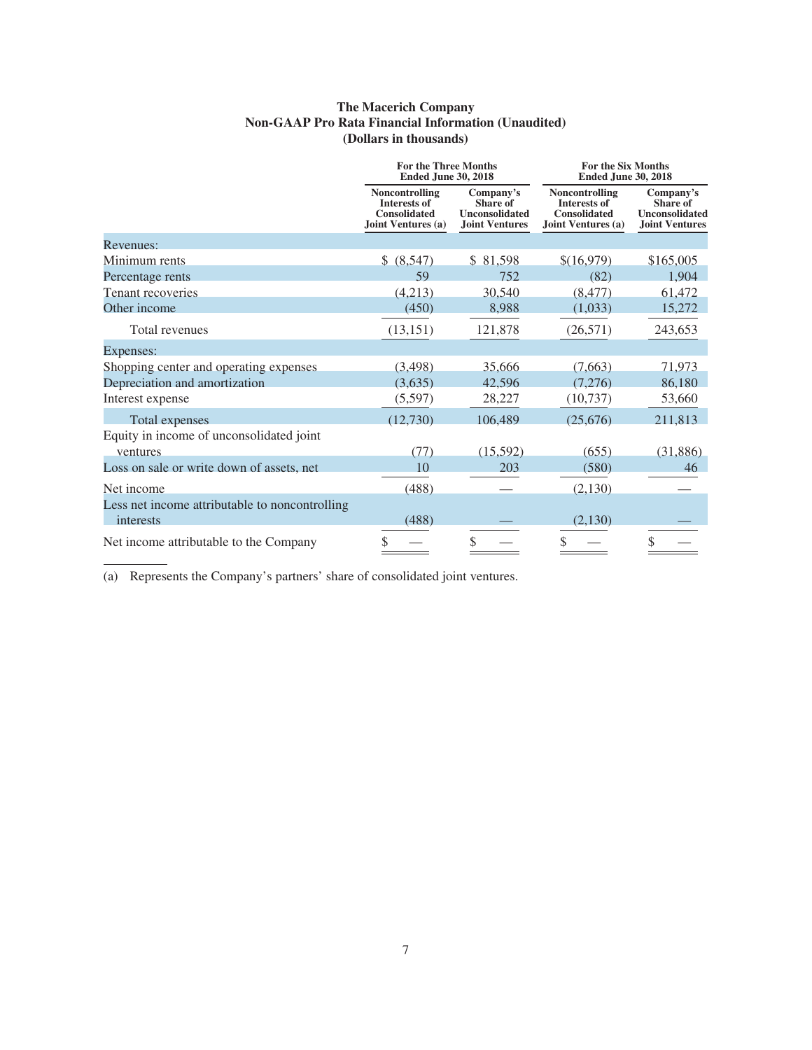**The Macerich Company**
**Non-GAAP Pro Rata Financial Information (Unaudited)**
**(Dollars in thousands)**

| | For the Three Months Ended June 30, 2018 | | For the Six Months Ended June 30, 2018 | |
|---|---|---|---|---|
| | Noncontrolling Interests of Consolidated Joint Ventures (a) | Company's Share of Unconsolidated Joint Ventures | Noncontrolling Interests of Consolidated Joint Ventures (a) | Company's Share of Unconsolidated Joint Ventures |
| Revenues: | | | | |
| Minimum rents | $ (8,547) | $ 81,598 | $(16,979) | $165,005 |
| Percentage rents | 59 | 752 | (82) | 1,904 |
| Tenant recoveries | (4,213) | 30,540 | (8,477) | 61,472 |
| Other income | (450) | 8,988 | (1,033) | 15,272 |
| Total revenues | (13,151) | 121,878 | (26,571) | 243,653 |
| Expenses: | | | | |
| Shopping center and operating expenses | (3,498) | 35,666 | (7,663) | 71,973 |
| Depreciation and amortization | (3,635) | 42,596 | (7,276) | 86,180 |
| Interest expense | (5,597) | 28,227 | (10,737) | 53,660 |
| Total expenses | (12,730) | 106,489 | (25,676) | 211,813 |
| Equity in income of unconsolidated joint ventures | (77) | (15,592) | (655) | (31,886) |
| Loss on sale or write down of assets, net | 10 | 203 | (580) | 46 |
| Net income | (488) | — | (2,130) | — |
| Less net income attributable to noncontrolling interests | (488) | — | (2,130) | — |
| Net income attributable to the Company | $ — | $ — | $ — | $ — |

(a) Represents the Company's partners' share of consolidated joint ventures.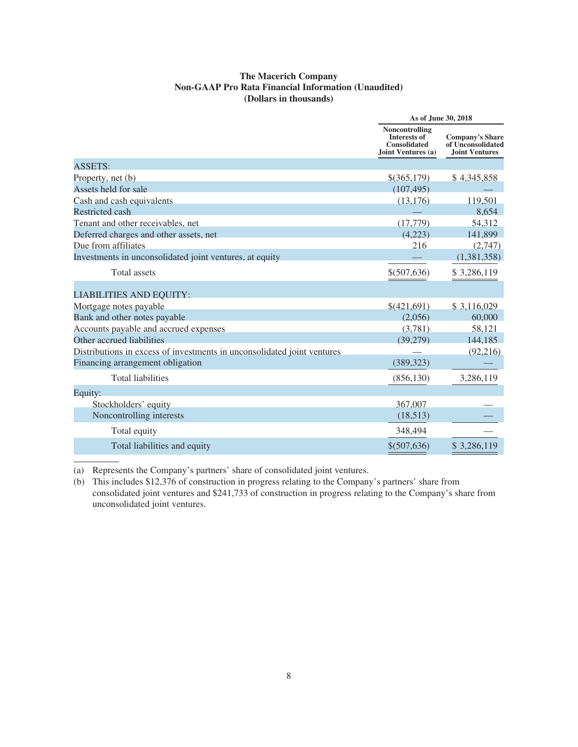**The Macerich Company**
**Non-GAAP Pro Rata Financial Information (Unaudited)**
**(Dollars in thousands)**

| | As of June 30, 2018 | |
|---|---|---|
| | Noncontrolling Interests of Consolidated Joint Ventures (a) | Company's Share of Unconsolidated Joint Ventures |
| ASSETS: | | |
| Property, net (b) | $(365,179) | $ 4,345,858 |
| Assets held for sale | (107,495) | — |
| Cash and cash equivalents | (13,176) | 119,501 |
| Restricted cash | — | 8,654 |
| Tenant and other receivables, net | (17,779) | 54,312 |
| Deferred charges and other assets, net | (4,223) | 141,899 |
| Due from affiliates | 216 | (2,747) |
| Investments in unconsolidated joint ventures, at equity | — | (1,381,358) |
| Total assets | $(507,636) | $ 3,286,119 |
| LIABILITIES AND EQUITY: | | |
| Mortgage notes payable | $(421,691) | $ 3,116,029 |
| Bank and other notes payable | (2,056) | 60,000 |
| Accounts payable and accrued expenses | (3,781) | 58,121 |
| Other accrued liabilities | (39,279) | 144,185 |
| Distributions in excess of investments in unconsolidated joint ventures | — | (92,216) |
| Financing arrangement obligation | (389,323) | — |
| Total liabilities | (856,130) | 3,286,119 |
| Equity: | | |
| Stockholders' equity | 367,007 | — |
| Noncontrolling interests | (18,513) | — |
| Total equity | 348,494 | — |
| Total liabilities and equity | $(507,636) | $ 3,286,119 |

(a) Represents the Company's partners' share of consolidated joint ventures.

(b) This includes $12,376 of construction in progress relating to the Company's partners' share from consolidated joint ventures and $241,733 of construction in progress relating to the Company's share from unconsolidated joint ventures.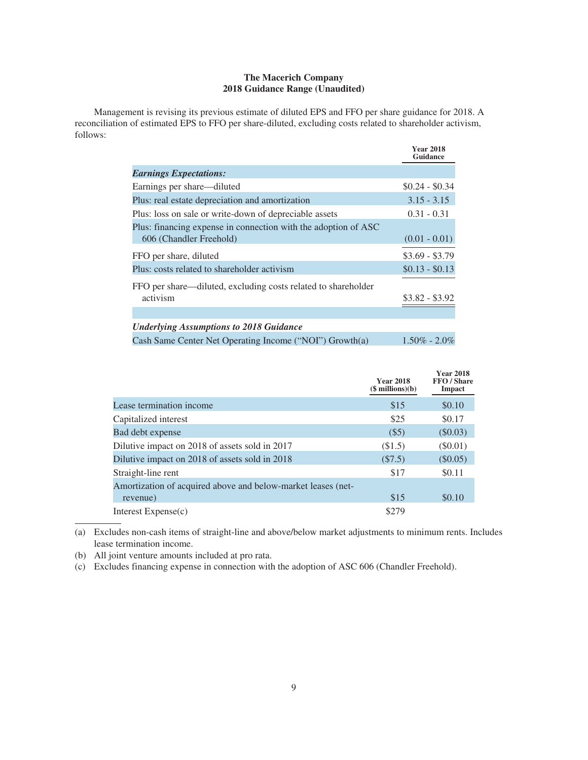**The Macerich Company**
**2018 Guidance Range (Unaudited)**

Management is revising its previous estimate of diluted EPS and FFO per share guidance for 2018. A reconciliation of estimated EPS to FFO per share-diluted, excluding costs related to shareholder activism, follows:

| | Year 2018 Guidance |
|---|---|
| ***Earnings Expectations:*** | |
| Earnings per share—diluted | \$0.24 - \$0.34 |
| Plus: real estate depreciation and amortization | 3.15 - 3.15 |
| Plus: loss on sale or write-down of depreciable assets | 0.31 - 0.31 |
| Plus: financing expense in connection with the adoption of ASC 606 (Chandler Freehold) | (0.01 - 0.01) |
| FFO per share, diluted | \$3.69 - \$3.79 |
| Plus: costs related to shareholder activism | \$0.13 - \$0.13 |
| FFO per share—diluted, excluding costs related to shareholder activism | \$3.82 - \$3.92 |
| | |
| ***Underlying Assumptions to 2018 Guidance*** | |
| Cash Same Center Net Operating Income ("NOI") Growth(a) | 1.50% - 2.0% |

| | Year 2018 (\$ millions)(b) | Year 2018 FFO / Share Impact |
|---|---|---|
| Lease termination income | \$15 | \$0.10 |
| Capitalized interest | \$25 | \$0.17 |
| Bad debt expense | (\$5) | (\$0.03) |
| Dilutive impact on 2018 of assets sold in 2017 | (\$1.5) | (\$0.01) |
| Dilutive impact on 2018 of assets sold in 2018 | (\$7.5) | (\$0.05) |
| Straight-line rent | \$17 | \$0.11 |
| Amortization of acquired above and below-market leases (net-revenue) | \$15 | \$0.10 |
| Interest Expense(c) | \$279 | |

(a) Excludes non-cash items of straight-line and above/below market adjustments to minimum rents. Includes lease termination income.

(b) All joint venture amounts included at pro rata.

(c) Excludes financing expense in connection with the adoption of ASC 606 (Chandler Freehold).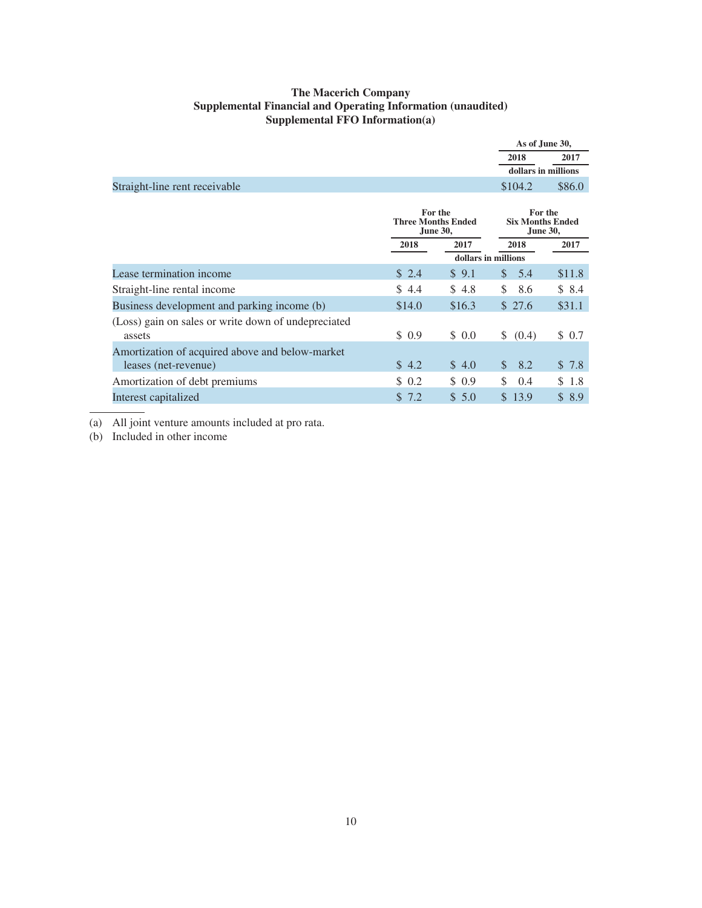**The Macerich Company**
**Supplemental Financial and Operating Information (unaudited)**
**Supplemental FFO Information(a)**

| | As of June 30, 2018 | As of June 30, 2017 |
|---|---|---|
| | dollars in millions | |
| Straight-line rent receivable | $104.2 | $86.0 |

| | For the Three Months Ended June 30, | | For the Six Months Ended June 30, | |
|---|---|---|---|---|
| | 2018 | 2017 | 2018 | 2017 |
| | dollars in millions | | | |
| Lease termination income | $ 2.4 | $ 9.1 | $ 5.4 | $11.8 |
| Straight-line rental income | $ 4.4 | $ 4.8 | $ 8.6 | $ 8.4 |
| Business development and parking income (b) | $14.0 | $16.3 | $ 27.6 | $31.1 |
| (Loss) gain on sales or write down of undepreciated assets | $ 0.9 | $ 0.0 | $ (0.4) | $ 0.7 |
| Amortization of acquired above and below-market leases (net-revenue) | $ 4.2 | $ 4.0 | $ 8.2 | $ 7.8 |
| Amortization of debt premiums | $ 0.2 | $ 0.9 | $ 0.4 | $ 1.8 |
| Interest capitalized | $ 7.2 | $ 5.0 | $ 13.9 | $ 8.9 |

(a) All joint venture amounts included at pro rata.
(b) Included in other income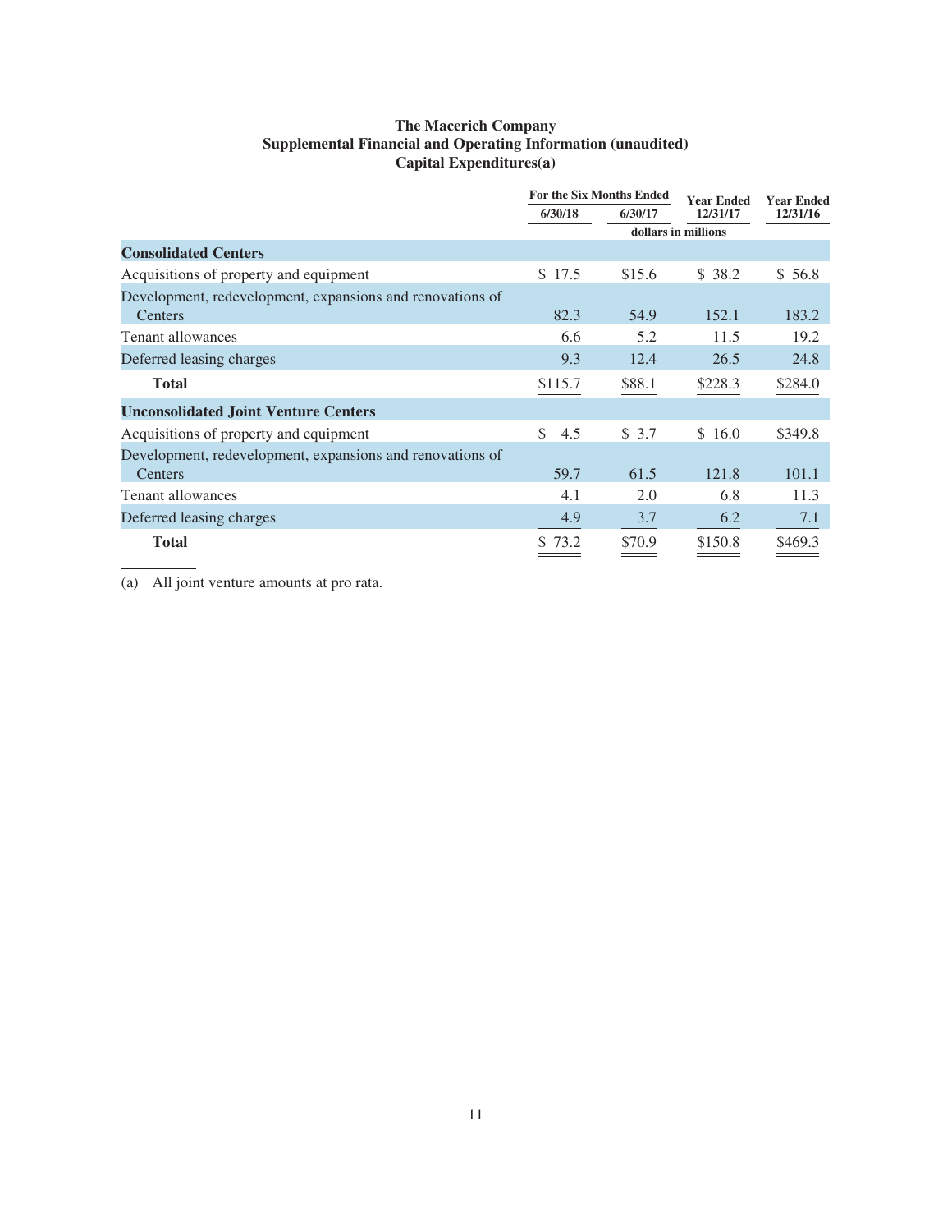**The Macerich Company**
**Supplemental Financial and Operating Information (unaudited)**
**Capital Expenditures(a)**

| | For the Six Months Ended | | Year Ended | Year Ended |
|---|---|---|---|---|
| | 6/30/18 | 6/30/17 | 12/31/17 | 12/31/16 |
| | dollars in millions | | | |
| **Consolidated Centers** | | | | |
| Acquisitions of property and equipment | $ 17.5 | $15.6 | $ 38.2 | $ 56.8 |
| Development, redevelopment, expansions and renovations of Centers | 82.3 | 54.9 | 152.1 | 183.2 |
| Tenant allowances | 6.6 | 5.2 | 11.5 | 19.2 |
| Deferred leasing charges | 9.3 | 12.4 | 26.5 | 24.8 |
| **Total** | $115.7 | $88.1 | $228.3 | $284.0 |
| **Unconsolidated Joint Venture Centers** | | | | |
| Acquisitions of property and equipment | $ 4.5 | $ 3.7 | $ 16.0 | $349.8 |
| Development, redevelopment, expansions and renovations of Centers | 59.7 | 61.5 | 121.8 | 101.1 |
| Tenant allowances | 4.1 | 2.0 | 6.8 | 11.3 |
| Deferred leasing charges | 4.9 | 3.7 | 6.2 | 7.1 |
| **Total** | $ 73.2 | $70.9 | $150.8 | $469.3 |

(a) All joint venture amounts at pro rata.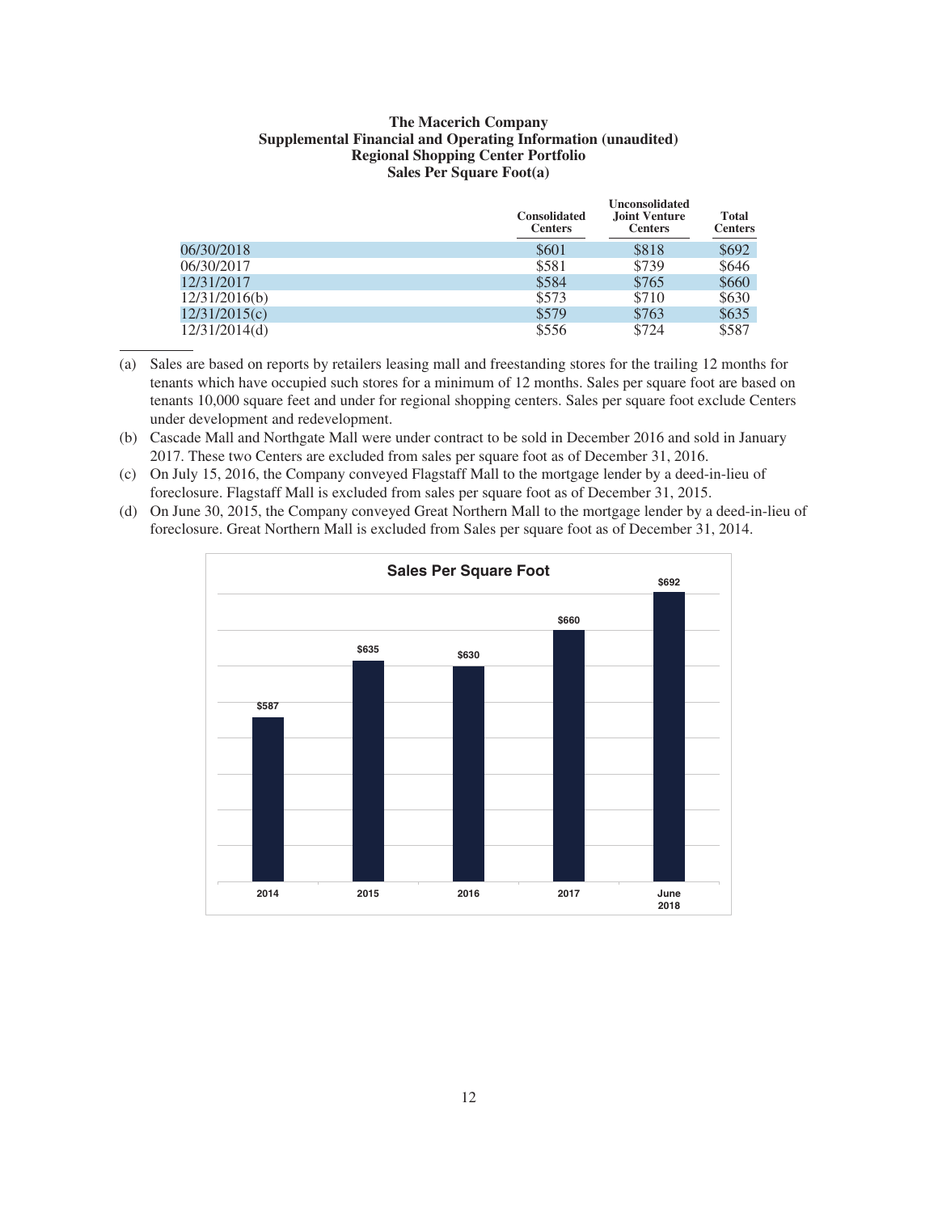**The Macerich Company**
**Supplemental Financial and Operating Information (unaudited)**
**Regional Shopping Center Portfolio**
**Sales Per Square Foot(a)**

| | Consolidated Centers | Unconsolidated Joint Venture Centers | Total Centers |
|---|---|---|---|
| 06/30/2018 | $601 | $818 | $692 |
| 06/30/2017 | $581 | $739 | $646 |
| 12/31/2017 | $584 | $765 | $660 |
| 12/31/2016(b) | $573 | $710 | $630 |
| 12/31/2015(c) | $579 | $763 | $635 |
| 12/31/2014(d) | $556 | $724 | $587 |

(a) Sales are based on reports by retailers leasing mall and freestanding stores for the trailing 12 months for tenants which have occupied such stores for a minimum of 12 months. Sales per square foot are based on tenants 10,000 square feet and under for regional shopping centers. Sales per square foot exclude Centers under development and redevelopment.

(b) Cascade Mall and Northgate Mall were under contract to be sold in December 2016 and sold in January 2017. These two Centers are excluded from sales per square foot as of December 31, 2016.

(c) On July 15, 2016, the Company conveyed Flagstaff Mall to the mortgage lender by a deed-in-lieu of foreclosure. Flagstaff Mall is excluded from sales per square foot as of December 31, 2015.

(d) On June 30, 2015, the Company conveyed Great Northern Mall to the mortgage lender by a deed-in-lieu of foreclosure. Great Northern Mall is excluded from Sales per square foot as of December 31, 2014.

**Sales Per Square Foot**

| 2014 | 2015 | 2016 | 2017 | June 2018 |
|---|---|---|---|---|
| $587 | $635 | $630 | $660 | $692 |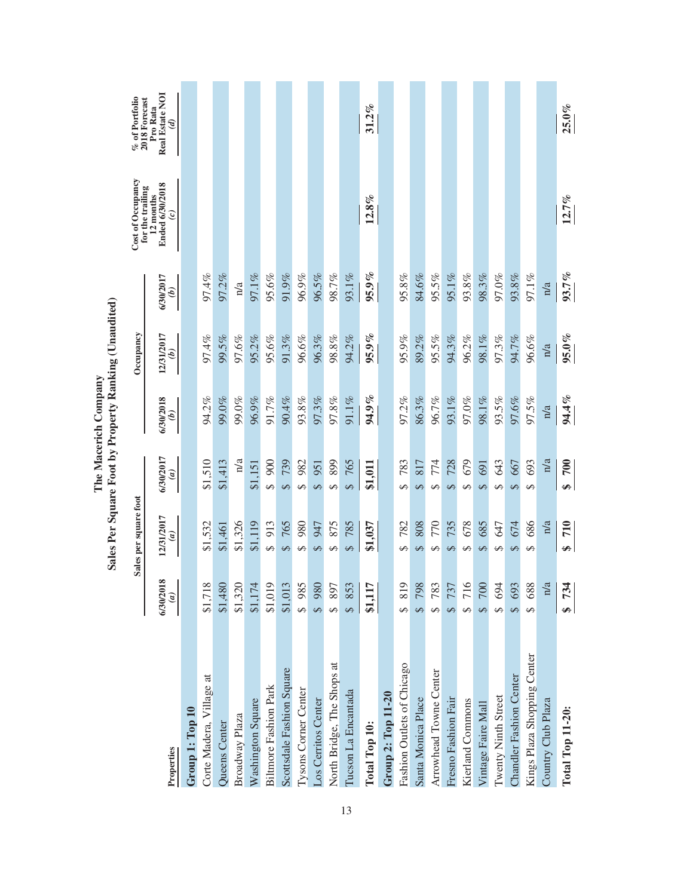# The Macerich Company

## Sales Per Square Foot by Property Ranking (Unaudited)

| Properties | Sales per square foot | | | Occupancy | | | Cost of Occupancy for the trailing 12 months Ended 6/30/2018 | % of Portfolio 2018 Forecast Pro Rata Real Estate NOI |
|---|---|---|---|---|---|---|---|---|
| | 6/30/2018 (a) | 12/31/2017 (a) | 6/30/2017 (a) | 6/30/2018 (b) | 12/31/2017 (b) | 6/30/2017 (b) | (c) | (d) |
| **Group 1: Top 10** | | | | | | | | |
| Corte Madera, Village at | $1,718 | $1,532 | $1,510 | 94.2% | 97.4% | 97.4% | | |
| Queens Center | $1,480 | $1,461 | $1,413 | 99.0% | 99.5% | 97.2% | | |
| Broadway Plaza | $1,320 | $1,326 | n/a | 99.0% | 97.6% | n/a | | |
| Washington Square | $1,174 | $1,119 | $1,151 | 96.9% | 95.2% | 97.1% | | |
| Biltmore Fashion Park | $1,019 | $ 913 | $ 900 | 91.7% | 95.6% | 95.6% | | |
| Scottsdale Fashion Square | $1,013 | $ 765 | $ 739 | 90.4% | 91.3% | 91.9% | | |
| Tysons Corner Center | $ 985 | $ 980 | $ 982 | 93.8% | 96.6% | 96.9% | | |
| Los Cerritos Center | $ 980 | $ 947 | $ 951 | 97.3% | 96.3% | 96.5% | | |
| North Bridge, The Shops at | $ 897 | $ 875 | $ 899 | 97.8% | 98.8% | 98.7% | | |
| Tucson La Encantada | $ 853 | $ 785 | $ 765 | 91.1% | 94.2% | 93.1% | | |
| **Total Top 10:** | **$1,117** | **$1,037** | **$1,011** | **94.9%** | **95.9%** | **95.9%** | **12.8%** | **31.2%** |
| **Group 2: Top 11-20** | | | | | | | | |
| Fashion Outlets of Chicago | $ 819 | $ 782 | $ 783 | 97.2% | 95.9% | 95.8% | | |
| Santa Monica Place | $ 798 | $ 808 | $ 817 | 86.3% | 89.2% | 84.6% | | |
| Arrowhead Towne Center | $ 783 | $ 770 | $ 774 | 96.7% | 95.5% | 95.5% | | |
| Fresno Fashion Fair | $ 737 | $ 735 | $ 728 | 93.1% | 94.3% | 95.1% | | |
| Kierland Commons | $ 716 | $ 678 | $ 679 | 97.0% | 96.2% | 93.8% | | |
| Vintage Faire Mall | $ 700 | $ 685 | $ 691 | 98.1% | 98.1% | 98.3% | | |
| Twenty Ninth Street | $ 694 | $ 647 | $ 643 | 93.5% | 97.3% | 97.0% | | |
| Chandler Fashion Center | $ 693 | $ 674 | $ 667 | 97.6% | 94.7% | 93.8% | | |
| Kings Plaza Shopping Center | $ 688 | $ 686 | $ 693 | 97.5% | 96.6% | 97.1% | | |
| Country Club Plaza | n/a | n/a | n/a | n/a | n/a | n/a | | |
| **Total Top 11-20:** | **$ 734** | **$ 710** | **$ 700** | **94.4%** | **95.0%** | **93.7%** | **12.7%** | **25.0%** |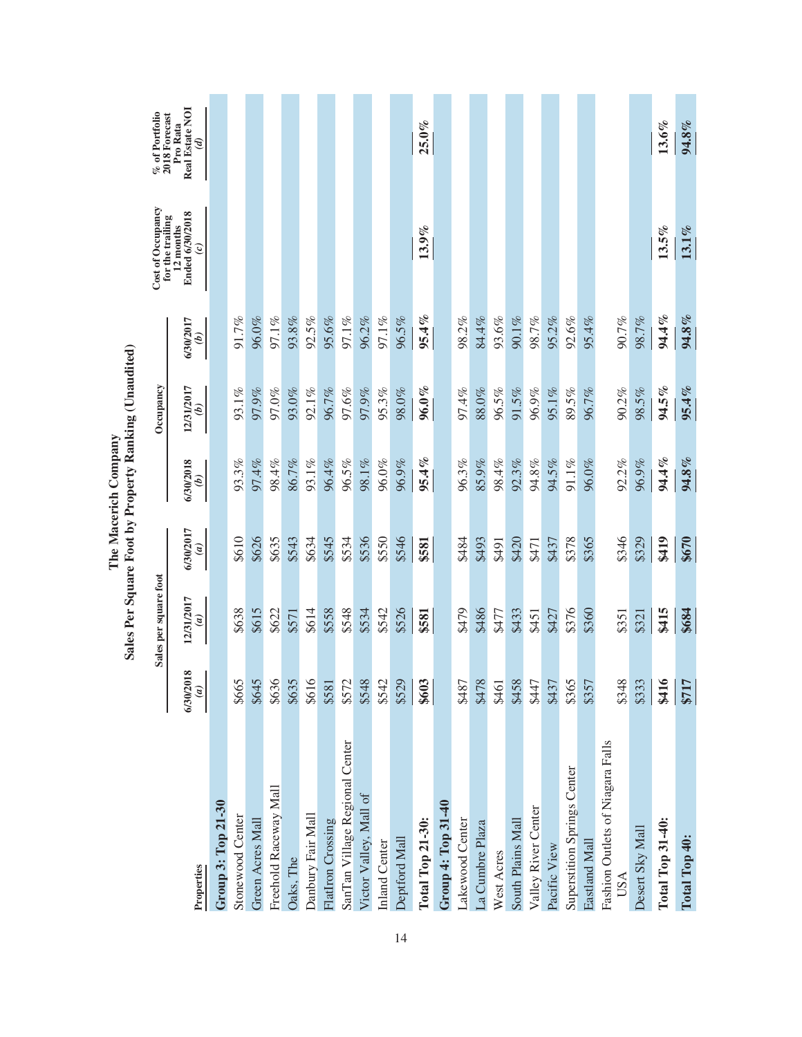# The Macerich Company

## Sales Per Square Foot by Property Ranking (Unaudited)

| Properties | Sales per square foot | | | Occupancy | | | Cost of Occupancy for the trailing 12 months Ended 6/30/2018 | % of Portfolio 2018 Forecast Pro Rata Real Estate NOI |
|---|---|---|---|---|---|---|---|---|
| | 6/30/2018 *(a)* | 12/31/2017 *(a)* | 6/30/2017 *(a)* | 6/30/2018 *(b)* | 12/31/2017 *(b)* | 6/30/2017 *(b)* | *(c)* | *(d)* |
| **Group 3: Top 21-30** | | | | | | | | |
| Stonewood Center | $665 | $638 | $610 | 93.3% | 93.1% | 91.7% | | |
| Green Acres Mall | $645 | $615 | $626 | 97.4% | 97.9% | 96.0% | | |
| Freehold Raceway Mall | $636 | $622 | $635 | 98.4% | 97.0% | 97.1% | | |
| Oaks, The | $635 | $571 | $543 | 86.7% | 93.0% | 93.8% | | |
| Danbury Fair Mall | $616 | $614 | $634 | 93.1% | 92.1% | 92.5% | | |
| FlatIron Crossing | $581 | $558 | $545 | 96.4% | 96.7% | 95.6% | | |
| SanTan Village Regional Center | $572 | $548 | $534 | 96.5% | 97.6% | 97.1% | | |
| Victor Valley, Mall of | $548 | $534 | $536 | 98.1% | 97.9% | 96.2% | | |
| Inland Center | $542 | $542 | $550 | 96.0% | 95.3% | 97.1% | | |
| Deptford Mall | $529 | $526 | $546 | 96.9% | 98.0% | 96.5% | | |
| **Total Top 21-30:** | **$603** | **$581** | **$581** | **95.4%** | **96.0%** | **95.4%** | **13.9%** | **25.0%** |
| **Group 4: Top 31-40** | | | | | | | | |
| Lakewood Center | $487 | $479 | $484 | 96.3% | 97.4% | 98.2% | | |
| La Cumbre Plaza | $478 | $486 | $493 | 85.9% | 88.0% | 84.4% | | |
| West Acres | $461 | $477 | $491 | 98.4% | 96.5% | 93.6% | | |
| South Plains Mall | $458 | $433 | $420 | 92.3% | 91.5% | 90.1% | | |
| Valley River Center | $447 | $451 | $471 | 94.8% | 96.9% | 98.7% | | |
| Pacific View | $437 | $427 | $437 | 94.5% | 95.1% | 95.2% | | |
| Superstition Springs Center | $365 | $376 | $378 | 91.1% | 89.5% | 92.6% | | |
| Eastland Mall | $357 | $360 | $365 | 96.0% | 96.7% | 95.4% | | |
| Fashion Outlets of Niagara Falls USA | $348 | $351 | $346 | 92.2% | 90.2% | 90.7% | | |
| Desert Sky Mall | $333 | $321 | $329 | 96.9% | 98.5% | 98.7% | | |
| **Total Top 31-40:** | **$416** | **$415** | **$419** | **94.4%** | **94.5%** | **94.4%** | **13.5%** | **13.6%** |
| **Total Top 40:** | **$717** | **$684** | **$670** | **94.8%** | **95.4%** | **94.8%** | **13.1%** | **94.8%** |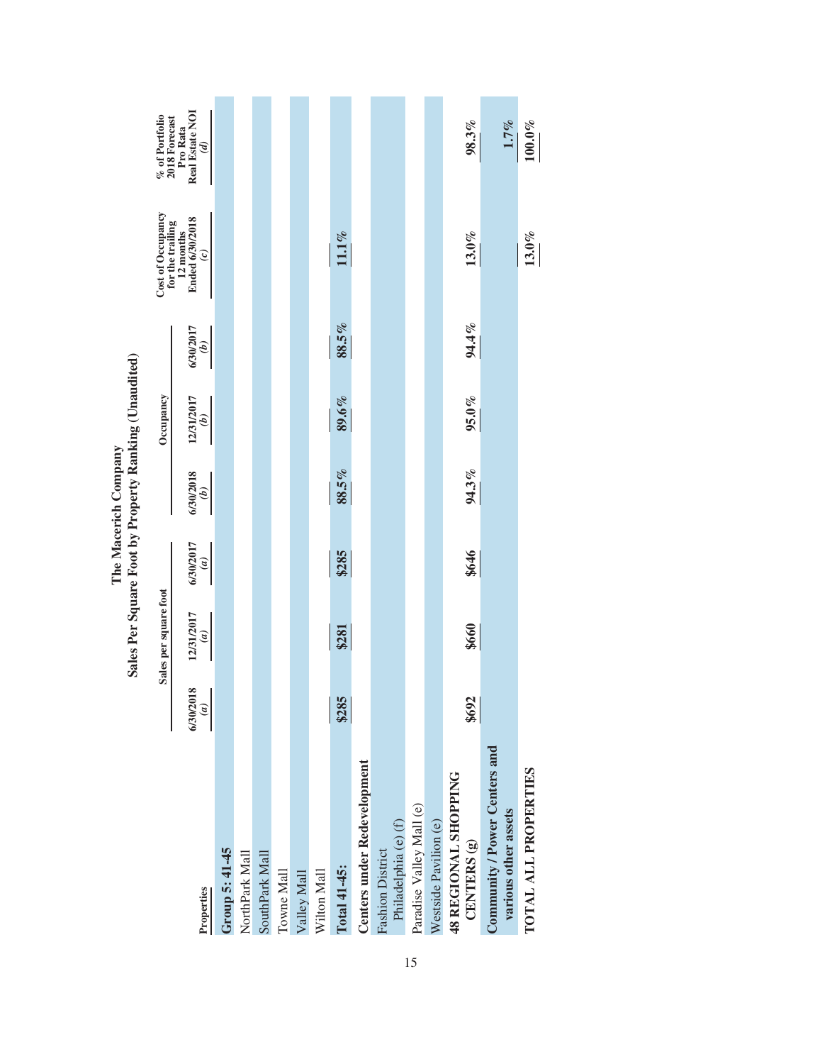# The Macerich Company

## Sales Per Square Foot by Property Ranking (Unaudited)

| Properties | Sales per square foot | | | Occupancy | | | Cost of Occupancy for the trailing 12 months Ended 6/30/2018 | % of Portfolio 2018 Forecast Pro Rata Real Estate NOI |
|---|---|---|---|---|---|---|---|---|
| | 6/30/2018 *(a)* | 12/31/2017 *(a)* | 6/30/2017 *(a)* | 6/30/2018 *(b)* | 12/31/2017 *(b)* | 6/30/2017 *(b)* | *(c)* | *(d)* |
| **Group 5: 41-45** | | | | | | | | |
| NorthPark Mall | | | | | | | | |
| SouthPark Mall | | | | | | | | |
| Towne Mall | | | | | | | | |
| Valley Mall | | | | | | | | |
| Wilton Mall | | | | | | | | |
| **Total 41-45:** | **$285** | **$281** | **$285** | **88.5%** | **89.6%** | **88.5%** | **11.1%** | |
| **Centers under Redevelopment** | | | | | | | | |
| Fashion District Philadelphia (e) (f) | | | | | | | | |
| Paradise Valley Mall (e) | | | | | | | | |
| Westside Pavilion (e) | | | | | | | | |
| **48 REGIONAL SHOPPING CENTERS (g)** | **$692** | **$660** | **$646** | **94.3%** | **95.0%** | **94.4%** | **13.0%** | **98.3%** |
| **Community / Power Centers and various other assets** | | | | | | | | **1.7%** |
| **TOTAL ALL PROPERTIES** | | | | | | | **13.0%** | **100.0%** |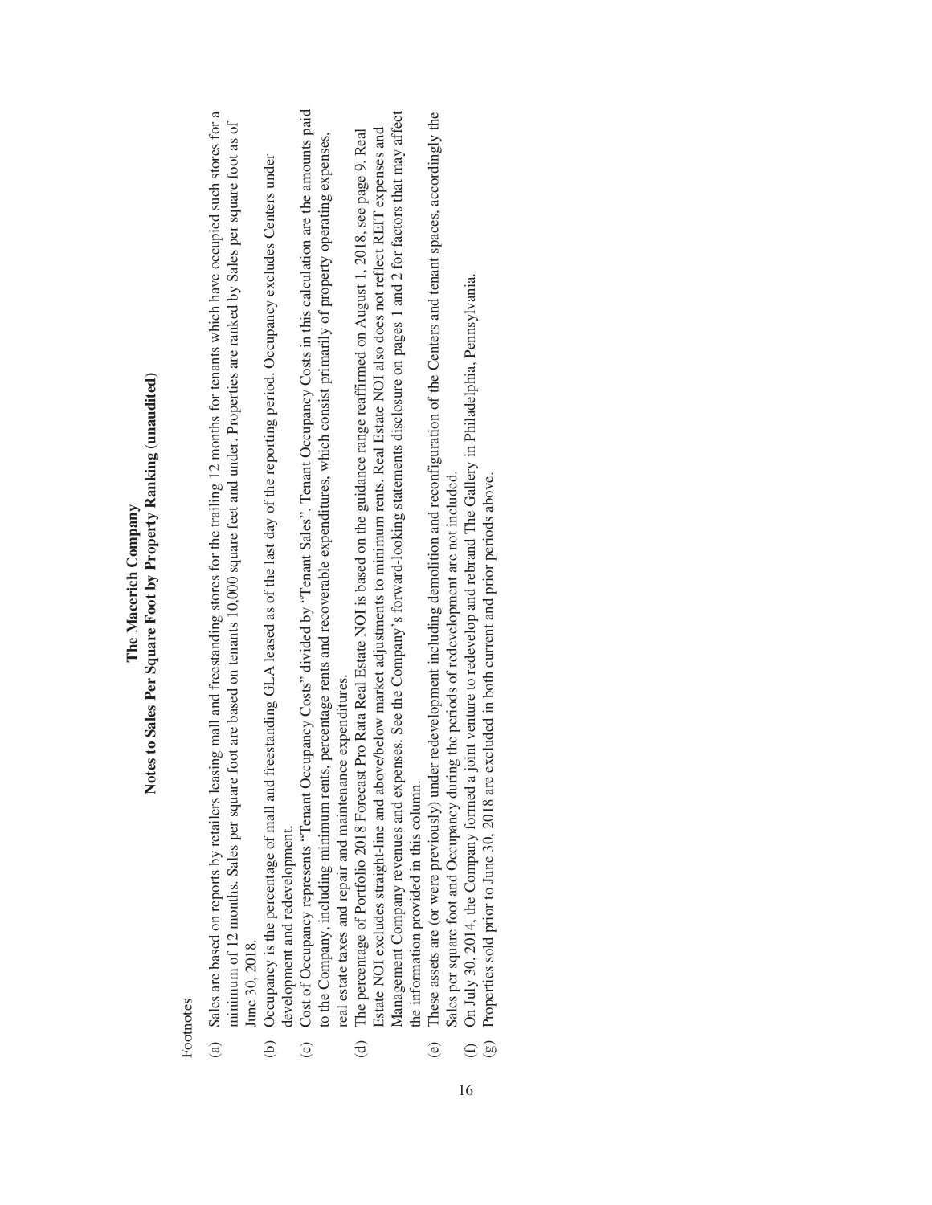# The Macerich Company

## Notes to Sales Per Square Foot by Property Ranking (unaudited)

Footnotes

(a) Sales are based on reports by retailers leasing mall and freestanding stores for the trailing 12 months for tenants which have occupied such stores for a minimum of 12 months. Sales per square foot are based on tenants 10,000 square feet and under. Properties are ranked by Sales per square foot as of June 30, 2018.

(b) Occupancy is the percentage of mall and freestanding GLA leased as of the last day of the reporting period. Occupancy excludes Centers under development and redevelopment.

(c) Cost of Occupancy represents "Tenant Occupancy Costs" divided by "Tenant Sales". Tenant Occupancy Costs in this calculation are the amounts paid to the Company, including minimum rents, percentage rents and recoverable expenditures, which consist primarily of property operating expenses, real estate taxes and repair and maintenance expenditures.

(d) The percentage of Portfolio 2018 Forecast Pro Rata Real Estate NOI is based on the guidance range reaffirmed on August 1, 2018, see page 9. Real Estate NOI excludes straight-line and above/below market adjustments to minimum rents. Real Estate NOI also does not reflect REIT expenses and Management Company revenues and expenses. See the Company's forward-looking statements disclosure on pages 1 and 2 for factors that may affect the information provided in this column.

(e) These assets are (or were previously) under redevelopment including demolition and reconfiguration of the Centers and tenant spaces, accordingly the Sales per square foot and Occupancy during the periods of redevelopment are not included.

(f) On July 30, 2014, the Company formed a joint venture to redevelop and rebrand The Gallery in Philadelphia, Pennsylvania.

(g) Properties sold prior to June 30, 2018 are excluded in both current and prior periods above.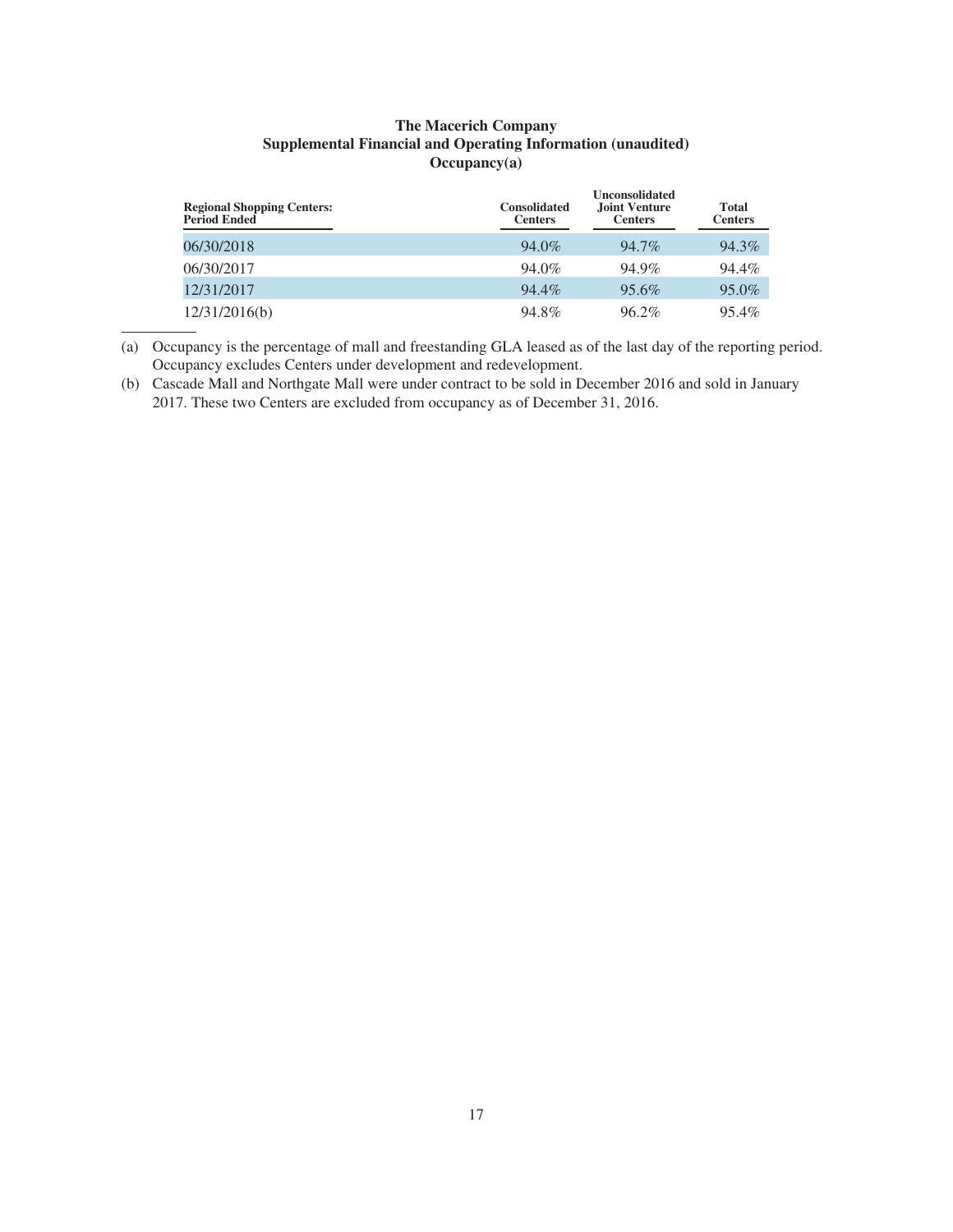**The Macerich Company**
**Supplemental Financial and Operating Information (unaudited)**
**Occupancy(a)**

| Regional Shopping Centers: Period Ended | Consolidated Centers | Unconsolidated Joint Venture Centers | Total Centers |
|---|---|---|---|
| 06/30/2018 | 94.0% | 94.7% | 94.3% |
| 06/30/2017 | 94.0% | 94.9% | 94.4% |
| 12/31/2017 | 94.4% | 95.6% | 95.0% |
| 12/31/2016(b) | 94.8% | 96.2% | 95.4% |

(a) Occupancy is the percentage of mall and freestanding GLA leased as of the last day of the reporting period. Occupancy excludes Centers under development and redevelopment.

(b) Cascade Mall and Northgate Mall were under contract to be sold in December 2016 and sold in January 2017. These two Centers are excluded from occupancy as of December 31, 2016.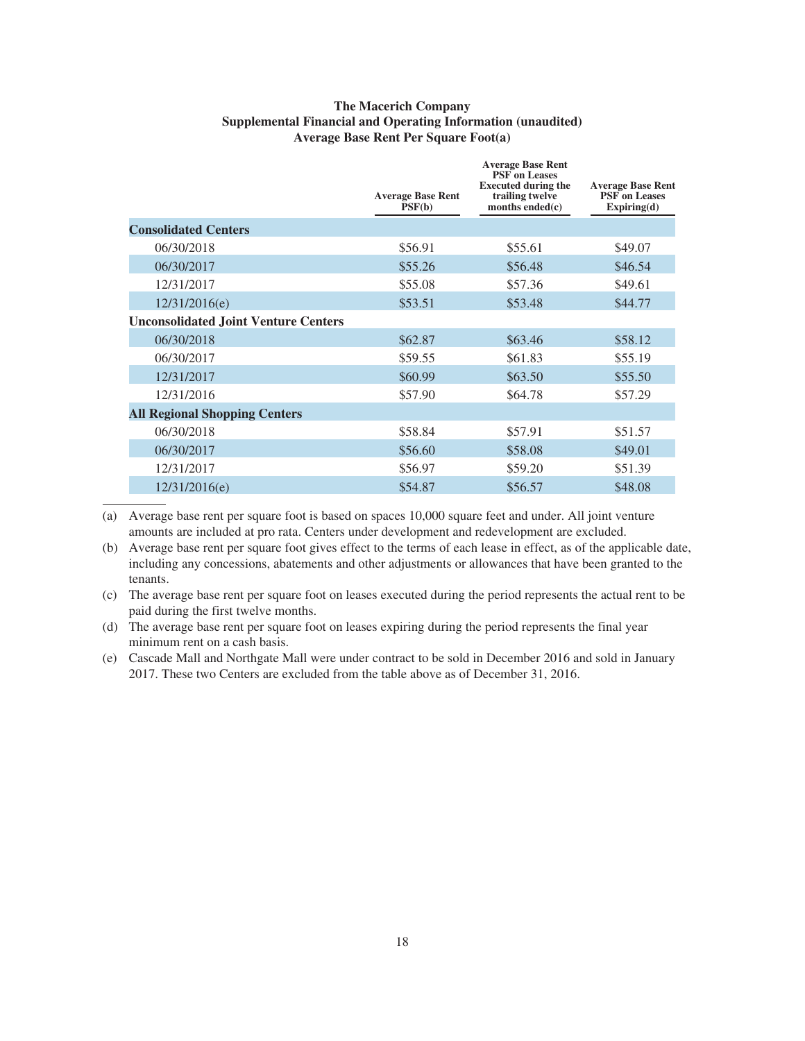**The Macerich Company**
**Supplemental Financial and Operating Information (unaudited)**
**Average Base Rent Per Square Foot(a)**

| | Average Base Rent PSF(b) | Average Base Rent PSF on Leases Executed during the trailing twelve months ended(c) | Average Base Rent PSF on Leases Expiring(d) |
|---|---|---|---|
| **Consolidated Centers** | | | |
| 06/30/2018 | $56.91 | $55.61 | $49.07 |
| 06/30/2017 | $55.26 | $56.48 | $46.54 |
| 12/31/2017 | $55.08 | $57.36 | $49.61 |
| 12/31/2016(e) | $53.51 | $53.48 | $44.77 |
| **Unconsolidated Joint Venture Centers** | | | |
| 06/30/2018 | $62.87 | $63.46 | $58.12 |
| 06/30/2017 | $59.55 | $61.83 | $55.19 |
| 12/31/2017 | $60.99 | $63.50 | $55.50 |
| 12/31/2016 | $57.90 | $64.78 | $57.29 |
| **All Regional Shopping Centers** | | | |
| 06/30/2018 | $58.84 | $57.91 | $51.57 |
| 06/30/2017 | $56.60 | $58.08 | $49.01 |
| 12/31/2017 | $56.97 | $59.20 | $51.39 |
| 12/31/2016(e) | $54.87 | $56.57 | $48.08 |

(a) Average base rent per square foot is based on spaces 10,000 square feet and under. All joint venture amounts are included at pro rata. Centers under development and redevelopment are excluded.

(b) Average base rent per square foot gives effect to the terms of each lease in effect, as of the applicable date, including any concessions, abatements and other adjustments or allowances that have been granted to the tenants.

(c) The average base rent per square foot on leases executed during the period represents the actual rent to be paid during the first twelve months.

(d) The average base rent per square foot on leases expiring during the period represents the final year minimum rent on a cash basis.

(e) Cascade Mall and Northgate Mall were under contract to be sold in December 2016 and sold in January 2017. These two Centers are excluded from the table above as of December 31, 2016.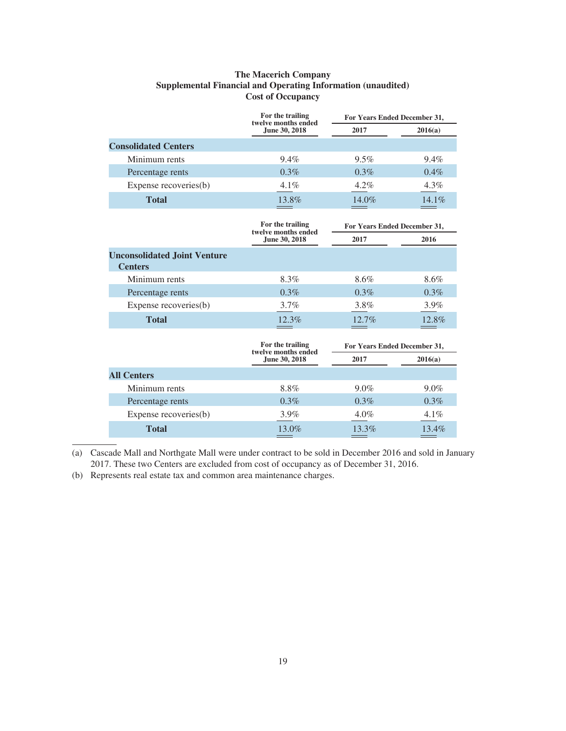# The Macerich Company
## Supplemental Financial and Operating Information (unaudited)
## Cost of Occupancy

| | For the trailing twelve months ended June 30, 2018 | For Years Ended December 31, | |
|---|---|---|---|
| | | 2017 | 2016(a) |
| **Consolidated Centers** | | | |
| Minimum rents | 9.4% | 9.5% | 9.4% |
| Percentage rents | 0.3% | 0.3% | 0.4% |
| Expense recoveries(b) | 4.1% | 4.2% | 4.3% |
| **Total** | 13.8% | 14.0% | 14.1% |

| | For the trailing twelve months ended June 30, 2018 | For Years Ended December 31, | |
|---|---|---|---|
| | | 2017 | 2016 |
| **Unconsolidated Joint Venture Centers** | | | |
| Minimum rents | 8.3% | 8.6% | 8.6% |
| Percentage rents | 0.3% | 0.3% | 0.3% |
| Expense recoveries(b) | 3.7% | 3.8% | 3.9% |
| **Total** | 12.3% | 12.7% | 12.8% |

| | For the trailing twelve months ended June 30, 2018 | For Years Ended December 31, | |
|---|---|---|---|
| | | 2017 | 2016(a) |
| **All Centers** | | | |
| Minimum rents | 8.8% | 9.0% | 9.0% |
| Percentage rents | 0.3% | 0.3% | 0.3% |
| Expense recoveries(b) | 3.9% | 4.0% | 4.1% |
| **Total** | 13.0% | 13.3% | 13.4% |

(a) Cascade Mall and Northgate Mall were under contract to be sold in December 2016 and sold in January 2017. These two Centers are excluded from cost of occupancy as of December 31, 2016.

(b) Represents real estate tax and common area maintenance charges.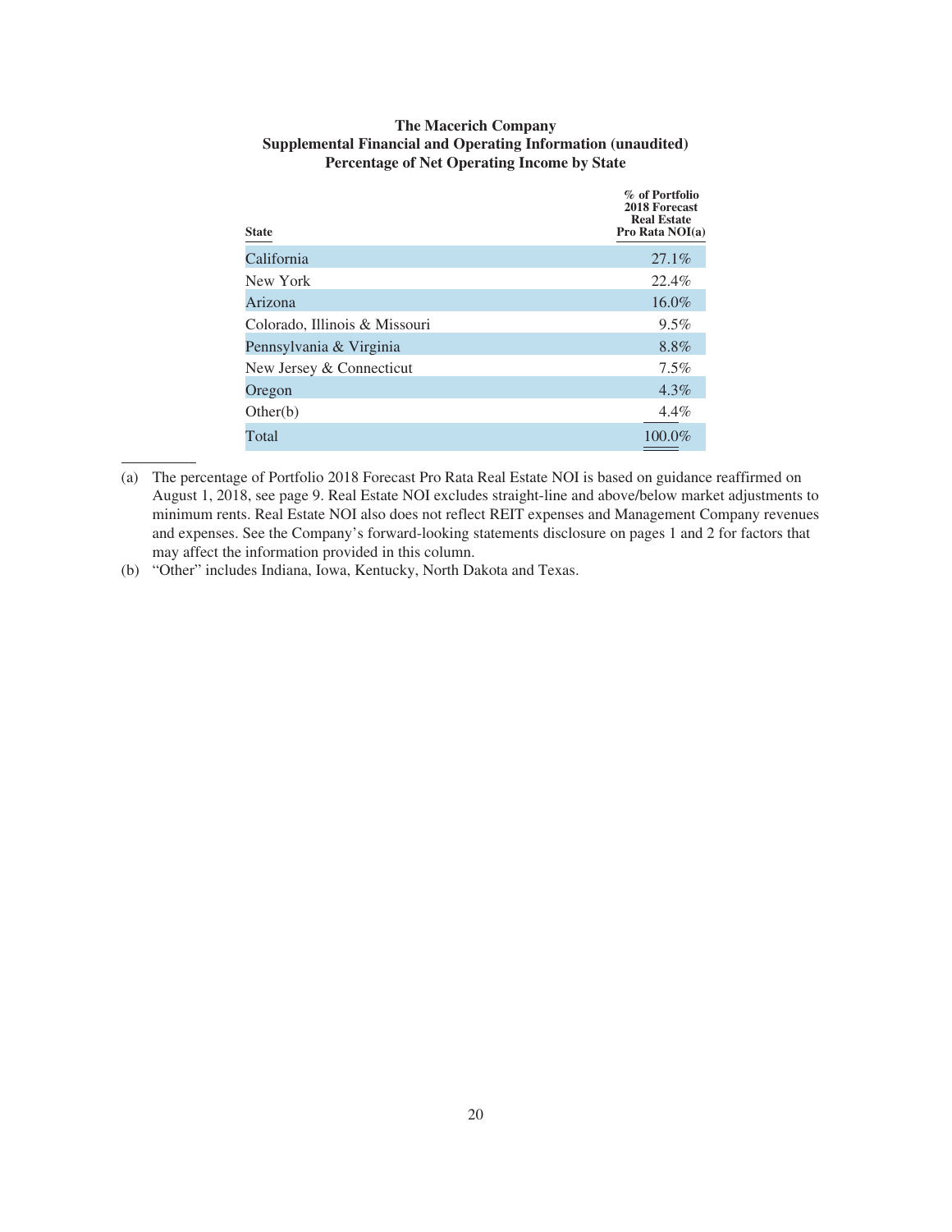**The Macerich Company**
**Supplemental Financial and Operating Information (unaudited)**
**Percentage of Net Operating Income by State**

| State | % of Portfolio 2018 Forecast Real Estate Pro Rata NOI(a) |
|---|---|
| California | 27.1% |
| New York | 22.4% |
| Arizona | 16.0% |
| Colorado, Illinois & Missouri | 9.5% |
| Pennsylvania & Virginia | 8.8% |
| New Jersey & Connecticut | 7.5% |
| Oregon | 4.3% |
| Other(b) | 4.4% |
| Total | 100.0% |

(a) The percentage of Portfolio 2018 Forecast Pro Rata Real Estate NOI is based on guidance reaffirmed on August 1, 2018, see page 9. Real Estate NOI excludes straight-line and above/below market adjustments to minimum rents. Real Estate NOI also does not reflect REIT expenses and Management Company revenues and expenses. See the Company's forward-looking statements disclosure on pages 1 and 2 for factors that may affect the information provided in this column.

(b) "Other" includes Indiana, Iowa, Kentucky, North Dakota and Texas.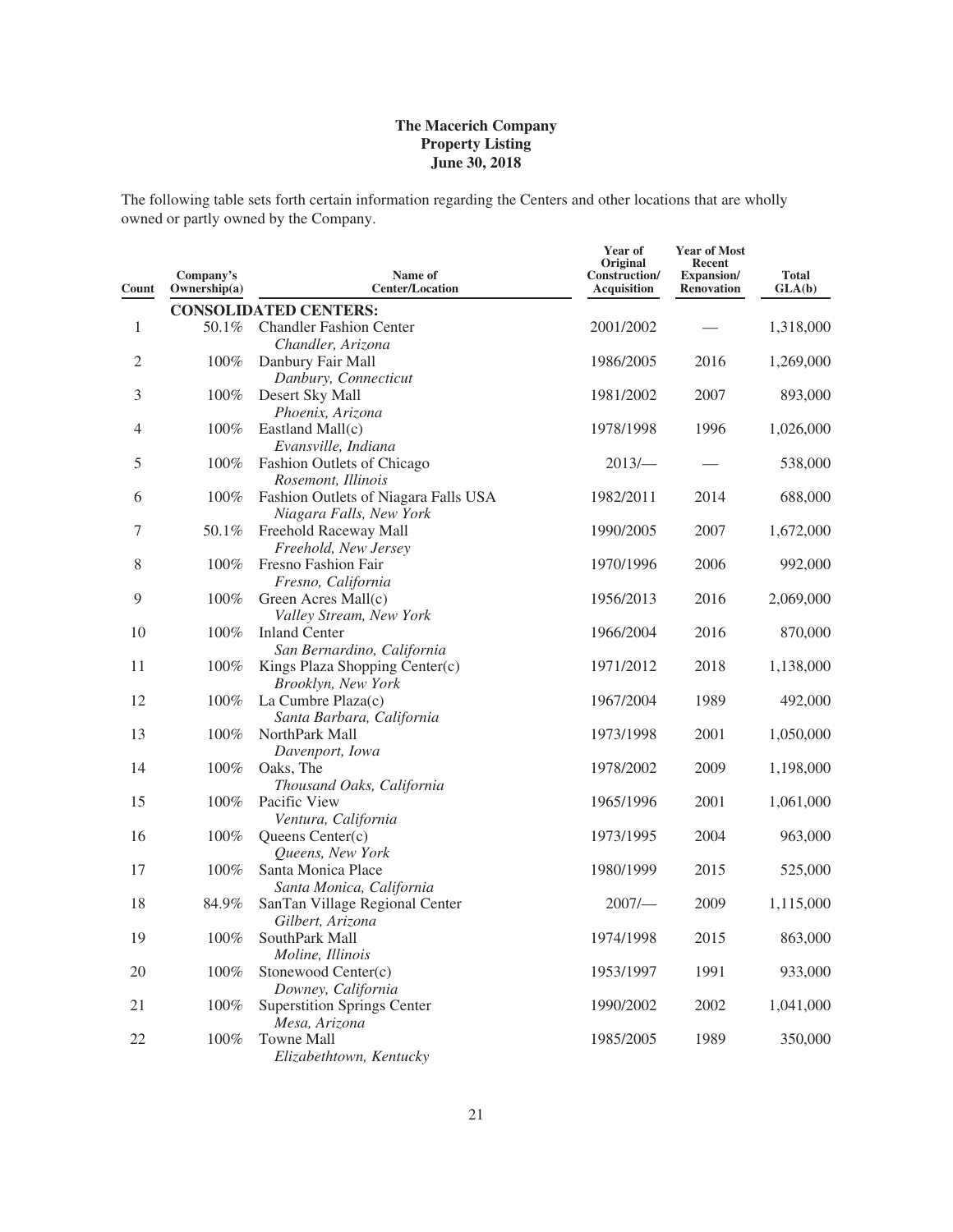**The Macerich Company**
**Property Listing**
**June 30, 2018**

The following table sets forth certain information regarding the Centers and other locations that are wholly owned or partly owned by the Company.

| Count | Company's Ownership(a) | Name of Center/Location | Year of Original Construction/ Acquisition | Year of Most Recent Expansion/ Renovation | Total GLA(b) |
|---|---|---|---|---|---|
| | | **CONSOLIDATED CENTERS:** | | | |
| 1 | 50.1% | Chandler Fashion Center<br>*Chandler, Arizona* | 2001/2002 | — | 1,318,000 |
| 2 | 100% | Danbury Fair Mall<br>*Danbury, Connecticut* | 1986/2005 | 2016 | 1,269,000 |
| 3 | 100% | Desert Sky Mall<br>*Phoenix, Arizona* | 1981/2002 | 2007 | 893,000 |
| 4 | 100% | Eastland Mall(c)<br>*Evansville, Indiana* | 1978/1998 | 1996 | 1,026,000 |
| 5 | 100% | Fashion Outlets of Chicago<br>*Rosemont, Illinois* | 2013/— | — | 538,000 |
| 6 | 100% | Fashion Outlets of Niagara Falls USA<br>*Niagara Falls, New York* | 1982/2011 | 2014 | 688,000 |
| 7 | 50.1% | Freehold Raceway Mall<br>*Freehold, New Jersey* | 1990/2005 | 2007 | 1,672,000 |
| 8 | 100% | Fresno Fashion Fair<br>*Fresno, California* | 1970/1996 | 2006 | 992,000 |
| 9 | 100% | Green Acres Mall(c)<br>*Valley Stream, New York* | 1956/2013 | 2016 | 2,069,000 |
| 10 | 100% | Inland Center<br>*San Bernardino, California* | 1966/2004 | 2016 | 870,000 |
| 11 | 100% | Kings Plaza Shopping Center(c)<br>*Brooklyn, New York* | 1971/2012 | 2018 | 1,138,000 |
| 12 | 100% | La Cumbre Plaza(c)<br>*Santa Barbara, California* | 1967/2004 | 1989 | 492,000 |
| 13 | 100% | NorthPark Mall<br>*Davenport, Iowa* | 1973/1998 | 2001 | 1,050,000 |
| 14 | 100% | Oaks, The<br>*Thousand Oaks, California* | 1978/2002 | 2009 | 1,198,000 |
| 15 | 100% | Pacific View<br>*Ventura, California* | 1965/1996 | 2001 | 1,061,000 |
| 16 | 100% | Queens Center(c)<br>*Queens, New York* | 1973/1995 | 2004 | 963,000 |
| 17 | 100% | Santa Monica Place<br>*Santa Monica, California* | 1980/1999 | 2015 | 525,000 |
| 18 | 84.9% | SanTan Village Regional Center<br>*Gilbert, Arizona* | 2007/— | 2009 | 1,115,000 |
| 19 | 100% | SouthPark Mall<br>*Moline, Illinois* | 1974/1998 | 2015 | 863,000 |
| 20 | 100% | Stonewood Center(c)<br>*Downey, California* | 1953/1997 | 1991 | 933,000 |
| 21 | 100% | Superstition Springs Center<br>*Mesa, Arizona* | 1990/2002 | 2002 | 1,041,000 |
| 22 | 100% | Towne Mall<br>*Elizabethtown, Kentucky* | 1985/2005 | 1989 | 350,000 |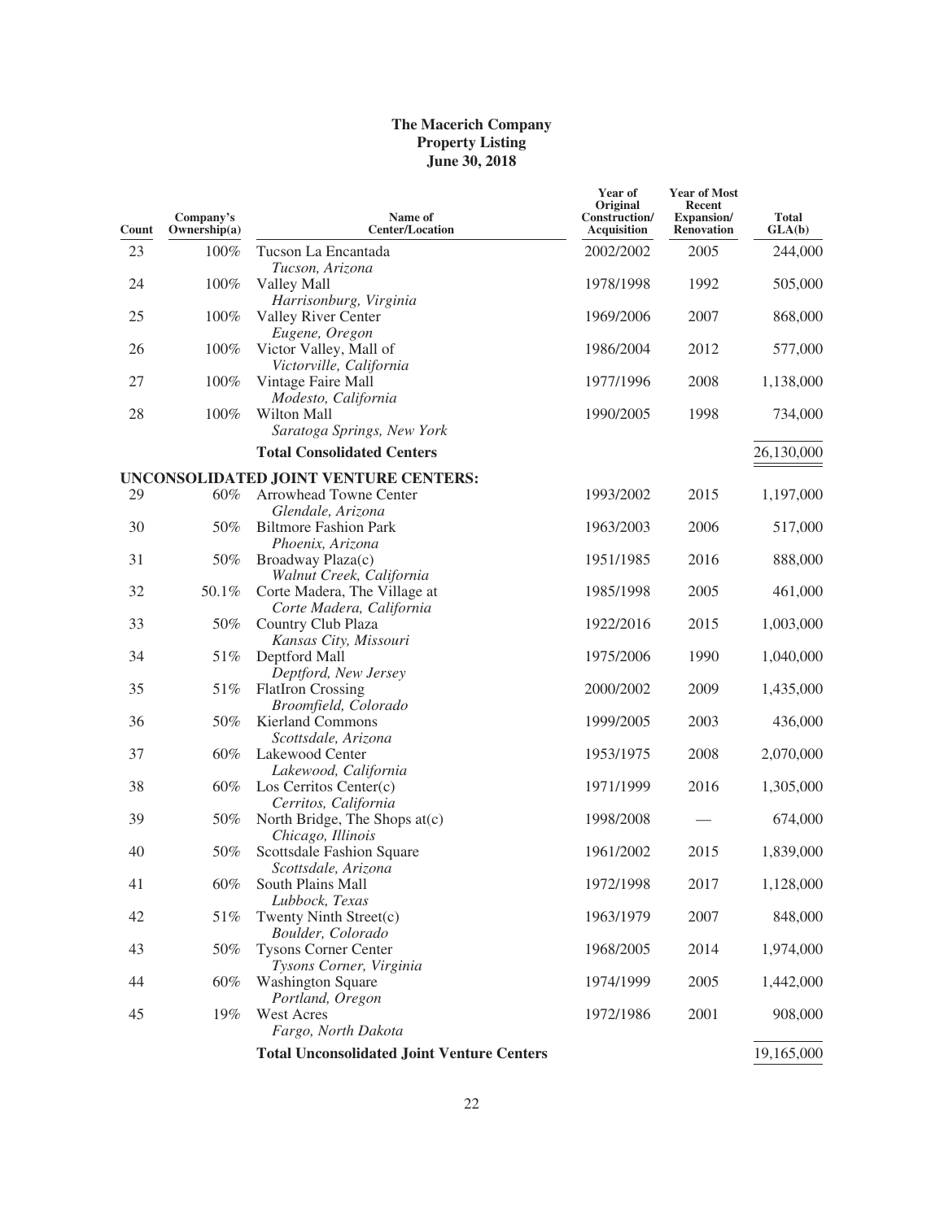**The Macerich Company**
**Property Listing**
**June 30, 2018**

| Count | Company's Ownership(a) | Name of Center/Location | Year of Original Construction/ Acquisition | Year of Most Recent Expansion/ Renovation | Total GLA(b) |
|---|---|---|---|---|---|
| 23 | 100% | Tucson La Encantada *Tucson, Arizona* | 2002/2002 | 2005 | 244,000 |
| 24 | 100% | Valley Mall *Harrisonburg, Virginia* | 1978/1998 | 1992 | 505,000 |
| 25 | 100% | Valley River Center *Eugene, Oregon* | 1969/2006 | 2007 | 868,000 |
| 26 | 100% | Victor Valley, Mall of *Victorville, California* | 1986/2004 | 2012 | 577,000 |
| 27 | 100% | Vintage Faire Mall *Modesto, California* | 1977/1996 | 2008 | 1,138,000 |
| 28 | 100% | Wilton Mall *Saratoga Springs, New York* | 1990/2005 | 1998 | 734,000 |
| | | **Total Consolidated Centers** | | | 26,130,000 |
| | | **UNCONSOLIDATED JOINT VENTURE CENTERS:** | | | |
| 29 | 60% | Arrowhead Towne Center *Glendale, Arizona* | 1993/2002 | 2015 | 1,197,000 |
| 30 | 50% | Biltmore Fashion Park *Phoenix, Arizona* | 1963/2003 | 2006 | 517,000 |
| 31 | 50% | Broadway Plaza(c) *Walnut Creek, California* | 1951/1985 | 2016 | 888,000 |
| 32 | 50.1% | Corte Madera, The Village at *Corte Madera, California* | 1985/1998 | 2005 | 461,000 |
| 33 | 50% | Country Club Plaza *Kansas City, Missouri* | 1922/2016 | 2015 | 1,003,000 |
| 34 | 51% | Deptford Mall *Deptford, New Jersey* | 1975/2006 | 1990 | 1,040,000 |
| 35 | 51% | FlatIron Crossing *Broomfield, Colorado* | 2000/2002 | 2009 | 1,435,000 |
| 36 | 50% | Kierland Commons *Scottsdale, Arizona* | 1999/2005 | 2003 | 436,000 |
| 37 | 60% | Lakewood Center *Lakewood, California* | 1953/1975 | 2008 | 2,070,000 |
| 38 | 60% | Los Cerritos Center(c) *Cerritos, California* | 1971/1999 | 2016 | 1,305,000 |
| 39 | 50% | North Bridge, The Shops at(c) *Chicago, Illinois* | 1998/2008 | — | 674,000 |
| 40 | 50% | Scottsdale Fashion Square *Scottsdale, Arizona* | 1961/2002 | 2015 | 1,839,000 |
| 41 | 60% | South Plains Mall *Lubbock, Texas* | 1972/1998 | 2017 | 1,128,000 |
| 42 | 51% | Twenty Ninth Street(c) *Boulder, Colorado* | 1963/1979 | 2007 | 848,000 |
| 43 | 50% | Tysons Corner Center *Tysons Corner, Virginia* | 1968/2005 | 2014 | 1,974,000 |
| 44 | 60% | Washington Square *Portland, Oregon* | 1974/1999 | 2005 | 1,442,000 |
| 45 | 19% | West Acres *Fargo, North Dakota* | 1972/1986 | 2001 | 908,000 |
| | | **Total Unconsolidated Joint Venture Centers** | | | 19,165,000 |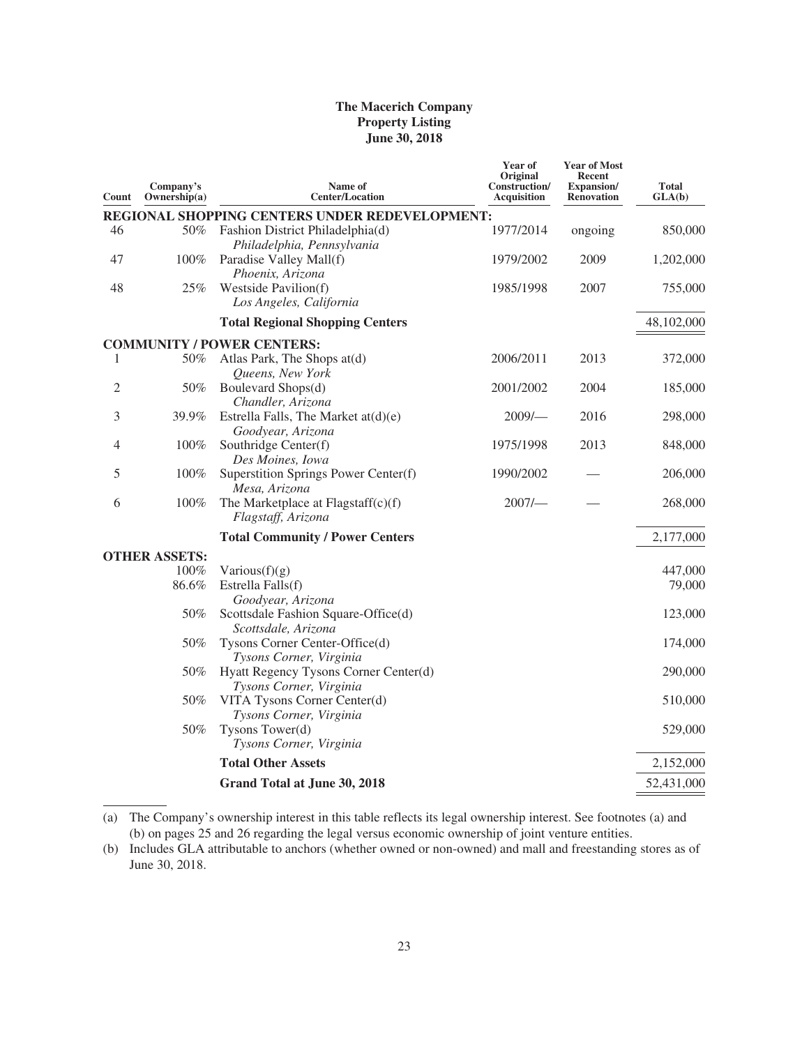**The Macerich Company**
**Property Listing**
**June 30, 2018**

| Count | Company's Ownership(a) | Name of Center/Location | Year of Original Construction/ Acquisition | Year of Most Recent Expansion/ Renovation | Total GLA(b) |
|---|---|---|---|---|---|
| **REGIONAL SHOPPING CENTERS UNDER REDEVELOPMENT:** | | | | | |
| 46 | 50% | Fashion District Philadelphia(d) *Philadelphia, Pennsylvania* | 1977/2014 | ongoing | 850,000 |
| 47 | 100% | Paradise Valley Mall(f) *Phoenix, Arizona* | 1979/2002 | 2009 | 1,202,000 |
| 48 | 25% | Westside Pavilion(f) *Los Angeles, California* | 1985/1998 | 2007 | 755,000 |
| | | **Total Regional Shopping Centers** | | | 48,102,000 |
| **COMMUNITY / POWER CENTERS:** | | | | | |
| 1 | 50% | Atlas Park, The Shops at(d) *Queens, New York* | 2006/2011 | 2013 | 372,000 |
| 2 | 50% | Boulevard Shops(d) *Chandler, Arizona* | 2001/2002 | 2004 | 185,000 |
| 3 | 39.9% | Estrella Falls, The Market at(d)(e) *Goodyear, Arizona* | 2009/— | 2016 | 298,000 |
| 4 | 100% | Southridge Center(f) *Des Moines, Iowa* | 1975/1998 | 2013 | 848,000 |
| 5 | 100% | Superstition Springs Power Center(f) *Mesa, Arizona* | 1990/2002 | — | 206,000 |
| 6 | 100% | The Marketplace at Flagstaff(c)(f) *Flagstaff, Arizona* | 2007/— | — | 268,000 |
| | | **Total Community / Power Centers** | | | 2,177,000 |
| **OTHER ASSETS:** | | | | | |
| | 100% | Various(f)(g) | | | 447,000 |
| | 86.6% | Estrella Falls(f) *Goodyear, Arizona* | | | 79,000 |
| | 50% | Scottsdale Fashion Square-Office(d) *Scottsdale, Arizona* | | | 123,000 |
| | 50% | Tysons Corner Center-Office(d) *Tysons Corner, Virginia* | | | 174,000 |
| | 50% | Hyatt Regency Tysons Corner Center(d) *Tysons Corner, Virginia* | | | 290,000 |
| | 50% | VITA Tysons Corner Center(d) *Tysons Corner, Virginia* | | | 510,000 |
| | 50% | Tysons Tower(d) *Tysons Corner, Virginia* | | | 529,000 |
| | | **Total Other Assets** | | | 2,152,000 |
| | | **Grand Total at June 30, 2018** | | | 52,431,000 |

(a) The Company's ownership interest in this table reflects its legal ownership interest. See footnotes (a) and (b) on pages 25 and 26 regarding the legal versus economic ownership of joint venture entities.

(b) Includes GLA attributable to anchors (whether owned or non-owned) and mall and freestanding stores as of June 30, 2018.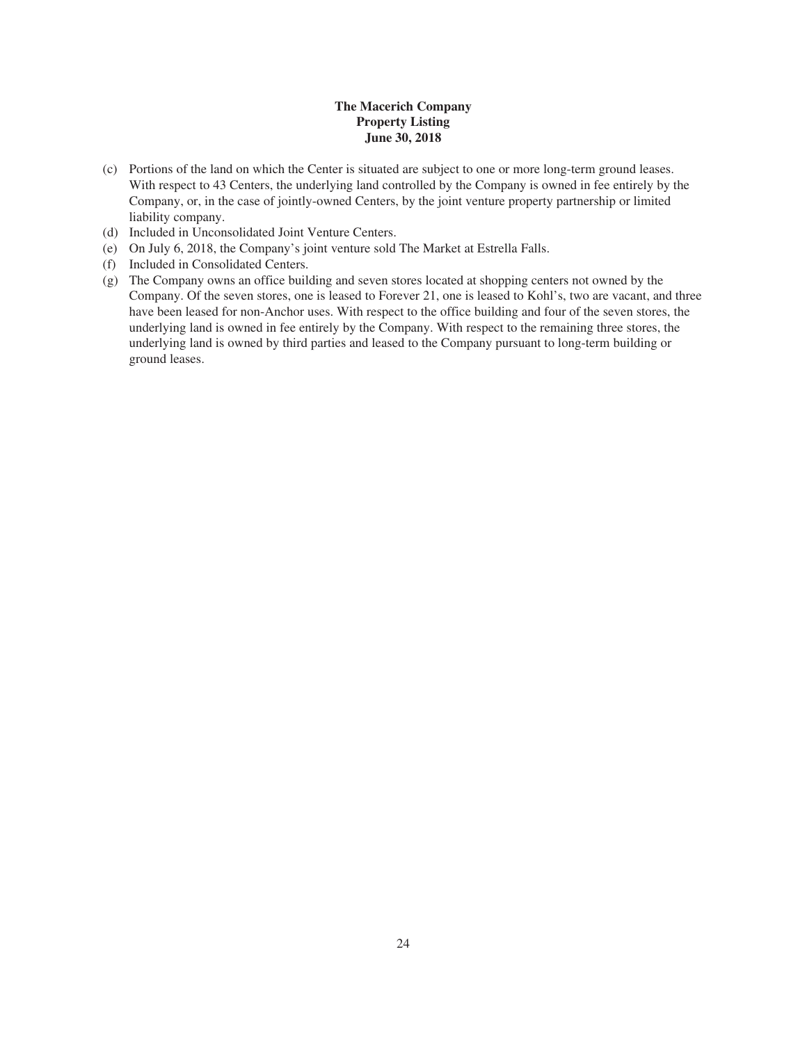**The Macerich Company**
**Property Listing**
**June 30, 2018**

(c) Portions of the land on which the Center is situated are subject to one or more long-term ground leases. With respect to 43 Centers, the underlying land controlled by the Company is owned in fee entirely by the Company, or, in the case of jointly-owned Centers, by the joint venture property partnership or limited liability company.

(d) Included in Unconsolidated Joint Venture Centers.

(e) On July 6, 2018, the Company's joint venture sold The Market at Estrella Falls.

(f) Included in Consolidated Centers.

(g) The Company owns an office building and seven stores located at shopping centers not owned by the Company. Of the seven stores, one is leased to Forever 21, one is leased to Kohl's, two are vacant, and three have been leased for non-Anchor uses. With respect to the office building and four of the seven stores, the underlying land is owned in fee entirely by the Company. With respect to the remaining three stores, the underlying land is owned by third parties and leased to the Company pursuant to long-term building or ground leases.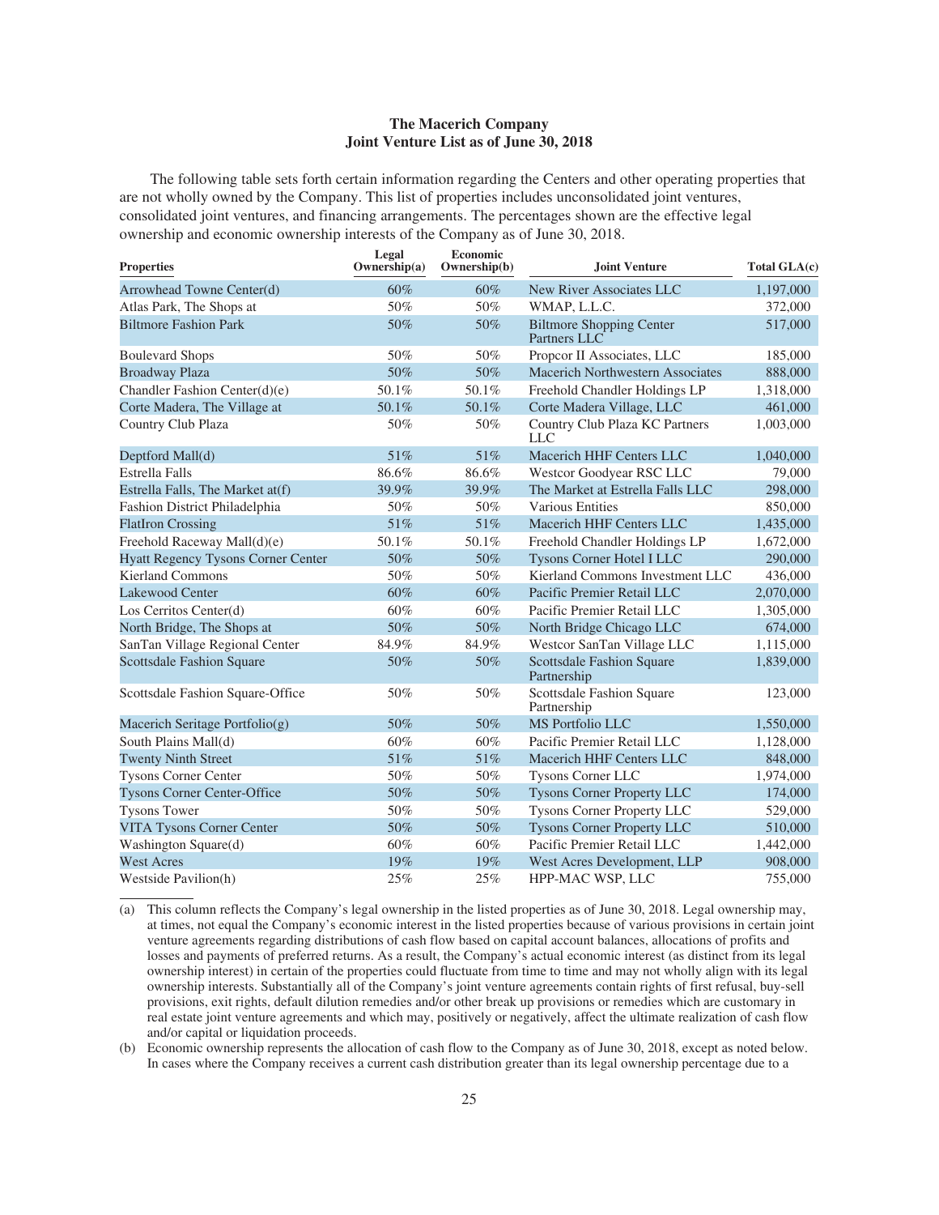**The Macerich Company**
**Joint Venture List as of June 30, 2018**

The following table sets forth certain information regarding the Centers and other operating properties that are not wholly owned by the Company. This list of properties includes unconsolidated joint ventures, consolidated joint ventures, and financing arrangements. The percentages shown are the effective legal ownership and economic ownership interests of the Company as of June 30, 2018.

| Properties | Legal Ownership(a) | Economic Ownership(b) | Joint Venture | Total GLA(c) |
|---|---|---|---|---|
| Arrowhead Towne Center(d) | 60% | 60% | New River Associates LLC | 1,197,000 |
| Atlas Park, The Shops at | 50% | 50% | WMAP, L.L.C. | 372,000 |
| Biltmore Fashion Park | 50% | 50% | Biltmore Shopping Center Partners LLC | 517,000 |
| Boulevard Shops | 50% | 50% | Propcor II Associates, LLC | 185,000 |
| Broadway Plaza | 50% | 50% | Macerich Northwestern Associates | 888,000 |
| Chandler Fashion Center(d)(e) | 50.1% | 50.1% | Freehold Chandler Holdings LP | 1,318,000 |
| Corte Madera, The Village at | 50.1% | 50.1% | Corte Madera Village, LLC | 461,000 |
| Country Club Plaza | 50% | 50% | Country Club Plaza KC Partners LLC | 1,003,000 |
| Deptford Mall(d) | 51% | 51% | Macerich HHF Centers LLC | 1,040,000 |
| Estrella Falls | 86.6% | 86.6% | Westcor Goodyear RSC LLC | 79,000 |
| Estrella Falls, The Market at(f) | 39.9% | 39.9% | The Market at Estrella Falls LLC | 298,000 |
| Fashion District Philadelphia | 50% | 50% | Various Entities | 850,000 |
| FlatIron Crossing | 51% | 51% | Macerich HHF Centers LLC | 1,435,000 |
| Freehold Raceway Mall(d)(e) | 50.1% | 50.1% | Freehold Chandler Holdings LP | 1,672,000 |
| Hyatt Regency Tysons Corner Center | 50% | 50% | Tysons Corner Hotel I LLC | 290,000 |
| Kierland Commons | 50% | 50% | Kierland Commons Investment LLC | 436,000 |
| Lakewood Center | 60% | 60% | Pacific Premier Retail LLC | 2,070,000 |
| Los Cerritos Center(d) | 60% | 60% | Pacific Premier Retail LLC | 1,305,000 |
| North Bridge, The Shops at | 50% | 50% | North Bridge Chicago LLC | 674,000 |
| SanTan Village Regional Center | 84.9% | 84.9% | Westcor SanTan Village LLC | 1,115,000 |
| Scottsdale Fashion Square | 50% | 50% | Scottsdale Fashion Square Partnership | 1,839,000 |
| Scottsdale Fashion Square-Office | 50% | 50% | Scottsdale Fashion Square Partnership | 123,000 |
| Macerich Seritage Portfolio(g) | 50% | 50% | MS Portfolio LLC | 1,550,000 |
| South Plains Mall(d) | 60% | 60% | Pacific Premier Retail LLC | 1,128,000 |
| Twenty Ninth Street | 51% | 51% | Macerich HHF Centers LLC | 848,000 |
| Tysons Corner Center | 50% | 50% | Tysons Corner LLC | 1,974,000 |
| Tysons Corner Center-Office | 50% | 50% | Tysons Corner Property LLC | 174,000 |
| Tysons Tower | 50% | 50% | Tysons Corner Property LLC | 529,000 |
| VITA Tysons Corner Center | 50% | 50% | Tysons Corner Property LLC | 510,000 |
| Washington Square(d) | 60% | 60% | Pacific Premier Retail LLC | 1,442,000 |
| West Acres | 19% | 19% | West Acres Development, LLP | 908,000 |
| Westside Pavilion(h) | 25% | 25% | HPP-MAC WSP, LLC | 755,000 |

(a) This column reflects the Company's legal ownership in the listed properties as of June 30, 2018. Legal ownership may, at times, not equal the Company's economic interest in the listed properties because of various provisions in certain joint venture agreements regarding distributions of cash flow based on capital account balances, allocations of profits and losses and payments of preferred returns. As a result, the Company's actual economic interest (as distinct from its legal ownership interest) in certain of the properties could fluctuate from time to time and may not wholly align with its legal ownership interests. Substantially all of the Company's joint venture agreements contain rights of first refusal, buy-sell provisions, exit rights, default dilution remedies and/or other break up provisions or remedies which are customary in real estate joint venture agreements and which may, positively or negatively, affect the ultimate realization of cash flow and/or capital or liquidation proceeds.

(b) Economic ownership represents the allocation of cash flow to the Company as of June 30, 2018, except as noted below. In cases where the Company receives a current cash distribution greater than its legal ownership percentage due to a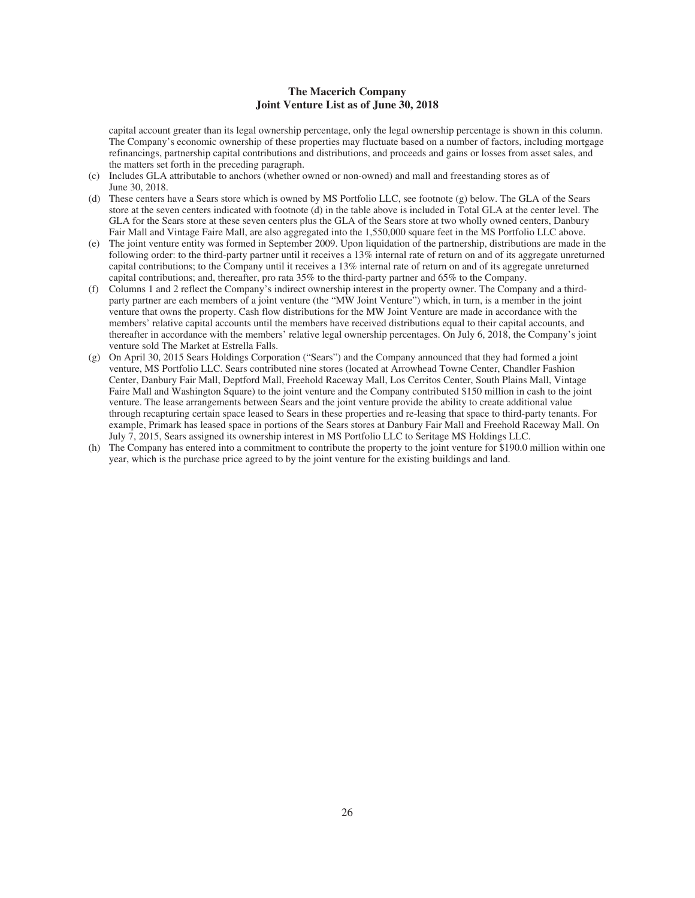capital account greater than its legal ownership percentage, only the legal ownership percentage is shown in this column. The Company's economic ownership of these properties may fluctuate based on a number of factors, including mortgage refinancings, partnership capital contributions and distributions, and proceeds and gains or losses from asset sales, and the matters set forth in the preceding paragraph.

(c) Includes GLA attributable to anchors (whether owned or non-owned) and mall and freestanding stores as of June 30, 2018.

(d) These centers have a Sears store which is owned by MS Portfolio LLC, see footnote (g) below. The GLA of the Sears store at the seven centers indicated with footnote (d) in the table above is included in Total GLA at the center level. The GLA for the Sears store at these seven centers plus the GLA of the Sears store at two wholly owned centers, Danbury Fair Mall and Vintage Faire Mall, are also aggregated into the 1,550,000 square feet in the MS Portfolio LLC above.

(e) The joint venture entity was formed in September 2009. Upon liquidation of the partnership, distributions are made in the following order: to the third-party partner until it receives a 13% internal rate of return on and of its aggregate unreturned capital contributions; to the Company until it receives a 13% internal rate of return on and of its aggregate unreturned capital contributions; and, thereafter, pro rata 35% to the third-party partner and 65% to the Company.

(f) Columns 1 and 2 reflect the Company's indirect ownership interest in the property owner. The Company and a third-party partner are each members of a joint venture (the "MW Joint Venture") which, in turn, is a member in the joint venture that owns the property. Cash flow distributions for the MW Joint Venture are made in accordance with the members' relative capital accounts until the members have received distributions equal to their capital accounts, and thereafter in accordance with the members' relative legal ownership percentages. On July 6, 2018, the Company's joint venture sold The Market at Estrella Falls.

(g) On April 30, 2015 Sears Holdings Corporation ("Sears") and the Company announced that they had formed a joint venture, MS Portfolio LLC. Sears contributed nine stores (located at Arrowhead Towne Center, Chandler Fashion Center, Danbury Fair Mall, Deptford Mall, Freehold Raceway Mall, Los Cerritos Center, South Plains Mall, Vintage Faire Mall and Washington Square) to the joint venture and the Company contributed $150 million in cash to the joint venture. The lease arrangements between Sears and the joint venture provide the ability to create additional value through recapturing certain space leased to Sears in these properties and re-leasing that space to third-party tenants. For example, Primark has leased space in portions of the Sears stores at Danbury Fair Mall and Freehold Raceway Mall. On July 7, 2015, Sears assigned its ownership interest in MS Portfolio LLC to Seritage MS Holdings LLC.

(h) The Company has entered into a commitment to contribute the property to the joint venture for $190.0 million within one year, which is the purchase price agreed to by the joint venture for the existing buildings and land.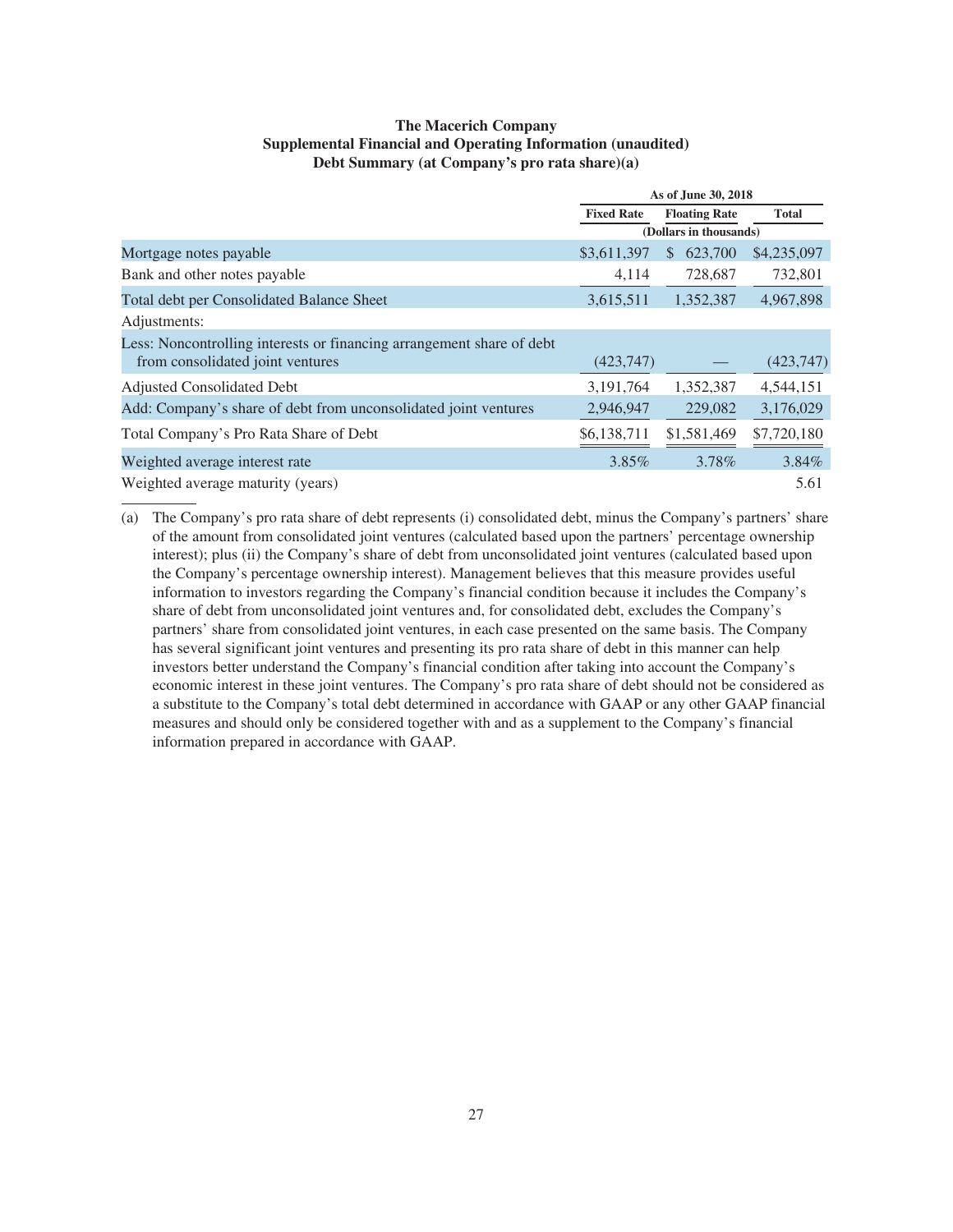**The Macerich Company**
**Supplemental Financial and Operating Information (unaudited)**
**Debt Summary (at Company's pro rata share)(a)**

| | As of June 30, 2018 | | |
|---|---|---|---|
| | **Fixed Rate** | **Floating Rate** | **Total** |
| | (Dollars in thousands) | | |
| Mortgage notes payable | $3,611,397 | $ 623,700 | $4,235,097 |
| Bank and other notes payable | 4,114 | 728,687 | 732,801 |
| Total debt per Consolidated Balance Sheet | 3,615,511 | 1,352,387 | 4,967,898 |
| Adjustments: | | | |
| Less: Noncontrolling interests or financing arrangement share of debt from consolidated joint ventures | (423,747) | — | (423,747) |
| Adjusted Consolidated Debt | 3,191,764 | 1,352,387 | 4,544,151 |
| Add: Company's share of debt from unconsolidated joint ventures | 2,946,947 | 229,082 | 3,176,029 |
| Total Company's Pro Rata Share of Debt | $6,138,711 | $1,581,469 | $7,720,180 |
| Weighted average interest rate | 3.85% | 3.78% | 3.84% |
| Weighted average maturity (years) | | | 5.61 |

(a) The Company's pro rata share of debt represents (i) consolidated debt, minus the Company's partners' share of the amount from consolidated joint ventures (calculated based upon the partners' percentage ownership interest); plus (ii) the Company's share of debt from unconsolidated joint ventures (calculated based upon the Company's percentage ownership interest). Management believes that this measure provides useful information to investors regarding the Company's financial condition because it includes the Company's share of debt from unconsolidated joint ventures and, for consolidated debt, excludes the Company's partners' share from consolidated joint ventures, in each case presented on the same basis. The Company has several significant joint ventures and presenting its pro rata share of debt in this manner can help investors better understand the Company's financial condition after taking into account the Company's economic interest in these joint ventures. The Company's pro rata share of debt should not be considered as a substitute to the Company's total debt determined in accordance with GAAP or any other GAAP financial measures and should only be considered together with and as a supplement to the Company's financial information prepared in accordance with GAAP.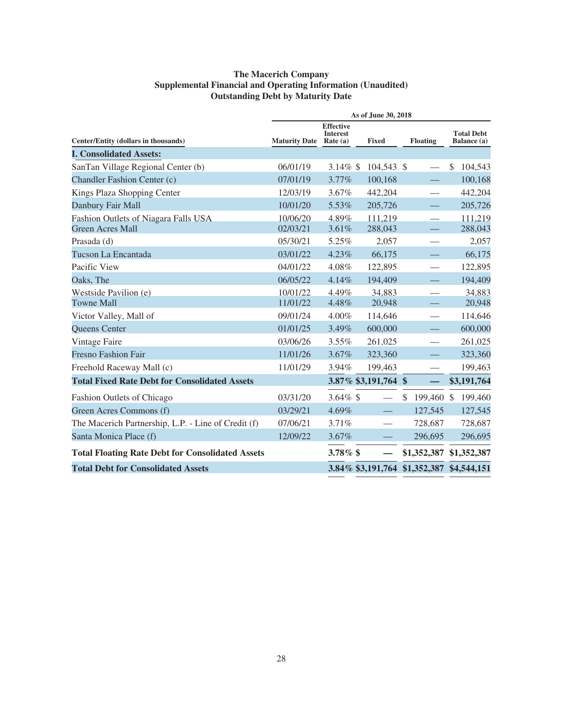**The Macerich Company**
**Supplemental Financial and Operating Information (Unaudited)**
**Outstanding Debt by Maturity Date**

| Center/Entity (dollars in thousands) | Maturity Date | Effective Interest Rate (a) | Fixed | Floating | Total Debt Balance (a) |
|---|---|---|---|---|---|
| | As of June 30, 2018 | | | | |
| **I. Consolidated Assets:** | | | | | |
| SanTan Village Regional Center (b) | 06/01/19 | 3.14% | $ 104,543 | $ — | $ 104,543 |
| Chandler Fashion Center (c) | 07/01/19 | 3.77% | 100,168 | — | 100,168 |
| Kings Plaza Shopping Center | 12/03/19 | 3.67% | 442,204 | — | 442,204 |
| Danbury Fair Mall | 10/01/20 | 5.53% | 205,726 | — | 205,726 |
| Fashion Outlets of Niagara Falls USA | 10/06/20 | 4.89% | 111,219 | — | 111,219 |
| Green Acres Mall | 02/03/21 | 3.61% | 288,043 | — | 288,043 |
| Prasada (d) | 05/30/21 | 5.25% | 2,057 | — | 2,057 |
| Tucson La Encantada | 03/01/22 | 4.23% | 66,175 | — | 66,175 |
| Pacific View | 04/01/22 | 4.08% | 122,895 | — | 122,895 |
| Oaks, The | 06/05/22 | 4.14% | 194,409 | — | 194,409 |
| Westside Pavilion (e) | 10/01/22 | 4.49% | 34,883 | — | 34,883 |
| Towne Mall | 11/01/22 | 4.48% | 20,948 | — | 20,948 |
| Victor Valley, Mall of | 09/01/24 | 4.00% | 114,646 | — | 114,646 |
| Queens Center | 01/01/25 | 3.49% | 600,000 | — | 600,000 |
| Vintage Faire | 03/06/26 | 3.55% | 261,025 | — | 261,025 |
| Fresno Fashion Fair | 11/01/26 | 3.67% | 323,360 | — | 323,360 |
| Freehold Raceway Mall (c) | 11/01/29 | 3.94% | 199,463 | — | 199,463 |
| **Total Fixed Rate Debt for Consolidated Assets** | | **3.87%** | **$3,191,764** | **$ —** | **$3,191,764** |
| Fashion Outlets of Chicago | 03/31/20 | 3.64% | $ — | $ 199,460 | $ 199,460 |
| Green Acres Commons (f) | 03/29/21 | 4.69% | — | 127,545 | 127,545 |
| The Macerich Partnership, L.P. - Line of Credit (f) | 07/06/21 | 3.71% | — | 728,687 | 728,687 |
| Santa Monica Place (f) | 12/09/22 | 3.67% | — | 296,695 | 296,695 |
| **Total Floating Rate Debt for Consolidated Assets** | | **3.78%** | **$ —** | **$1,352,387** | **$1,352,387** |
| **Total Debt for Consolidated Assets** | | **3.84%** | **$3,191,764** | **$1,352,387** | **$4,544,151** |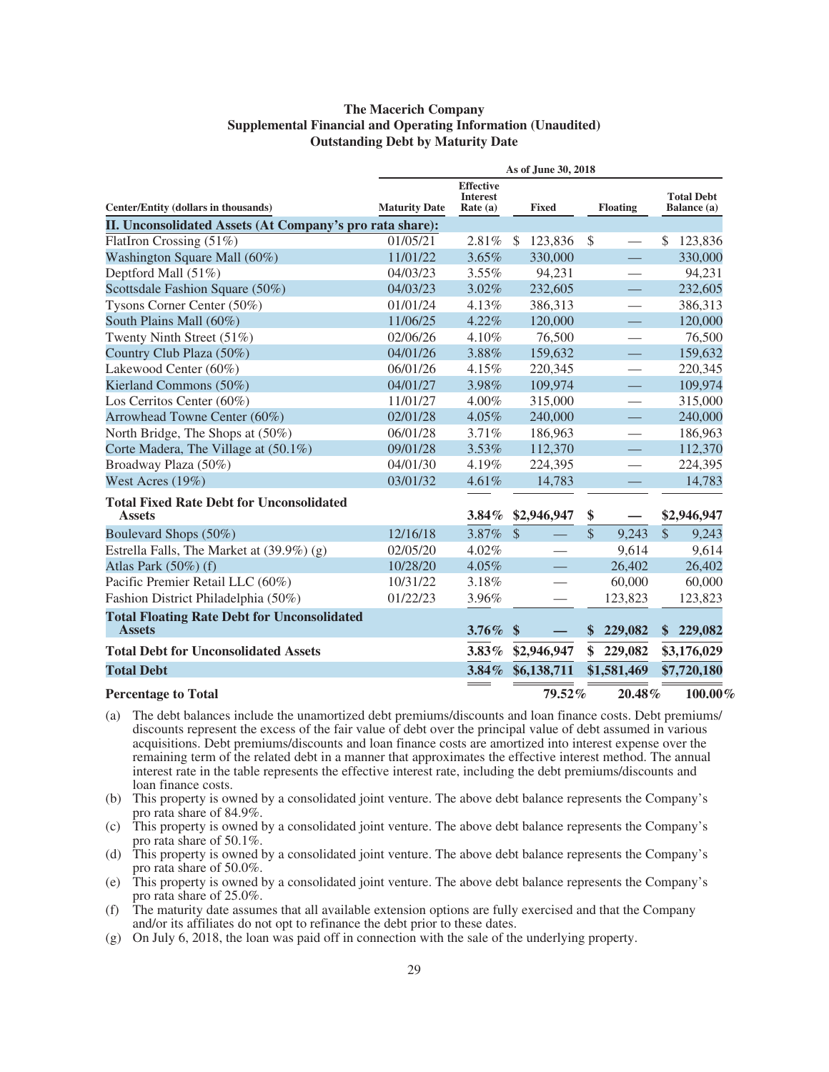**The Macerich Company**
**Supplemental Financial and Operating Information (Unaudited)**
**Outstanding Debt by Maturity Date**

| Center/Entity (dollars in thousands) | Maturity Date | Effective Interest Rate (a) | Fixed | Floating | Total Debt Balance (a) |
|---|---|---|---|---|---|
| | As of June 30, 2018 | | | | |
| **II. Unconsolidated Assets (At Company's pro rata share):** | | | | | |
| FlatIron Crossing (51%) | 01/05/21 | 2.81% | $ 123,836 | $ — | $ 123,836 |
| Washington Square Mall (60%) | 11/01/22 | 3.65% | 330,000 | — | 330,000 |
| Deptford Mall (51%) | 04/03/23 | 3.55% | 94,231 | — | 94,231 |
| Scottsdale Fashion Square (50%) | 04/03/23 | 3.02% | 232,605 | — | 232,605 |
| Tysons Corner Center (50%) | 01/01/24 | 4.13% | 386,313 | — | 386,313 |
| South Plains Mall (60%) | 11/06/25 | 4.22% | 120,000 | — | 120,000 |
| Twenty Ninth Street (51%) | 02/06/26 | 4.10% | 76,500 | — | 76,500 |
| Country Club Plaza (50%) | 04/01/26 | 3.88% | 159,632 | — | 159,632 |
| Lakewood Center (60%) | 06/01/26 | 4.15% | 220,345 | — | 220,345 |
| Kierland Commons (50%) | 04/01/27 | 3.98% | 109,974 | — | 109,974 |
| Los Cerritos Center (60%) | 11/01/27 | 4.00% | 315,000 | — | 315,000 |
| Arrowhead Towne Center (60%) | 02/01/28 | 4.05% | 240,000 | — | 240,000 |
| North Bridge, The Shops at (50%) | 06/01/28 | 3.71% | 186,963 | — | 186,963 |
| Corte Madera, The Village at (50.1%) | 09/01/28 | 3.53% | 112,370 | — | 112,370 |
| Broadway Plaza (50%) | 04/01/30 | 4.19% | 224,395 | — | 224,395 |
| West Acres (19%) | 03/01/32 | 4.61% | 14,783 | — | 14,783 |
| **Total Fixed Rate Debt for Unconsolidated Assets** | | **3.84%** | **$2,946,947** | **$ —** | **$2,946,947** |
| Boulevard Shops (50%) | 12/16/18 | 3.87% | $ — | $ 9,243 | $ 9,243 |
| Estrella Falls, The Market at (39.9%) (g) | 02/05/20 | 4.02% | — | 9,614 | 9,614 |
| Atlas Park (50%) (f) | 10/28/20 | 4.05% | — | 26,402 | 26,402 |
| Pacific Premier Retail LLC (60%) | 10/31/22 | 3.18% | — | 60,000 | 60,000 |
| Fashion District Philadelphia (50%) | 01/22/23 | 3.96% | — | 123,823 | 123,823 |
| **Total Floating Rate Debt for Unconsolidated Assets** | | **3.76%** | **$ —** | **$ 229,082** | **$ 229,082** |
| **Total Debt for Unconsolidated Assets** | | **3.83%** | **$2,946,947** | **$ 229,082** | **$3,176,029** |
| **Total Debt** | | **3.84%** | **$6,138,711** | **$1,581,469** | **$7,720,180** |
| **Percentage to Total** | | | **79.52%** | **20.48%** | **100.00%** |

(a) The debt balances include the unamortized debt premiums/discounts and loan finance costs. Debt premiums/discounts represent the excess of the fair value of debt over the principal value of debt assumed in various acquisitions. Debt premiums/discounts and loan finance costs are amortized into interest expense over the remaining term of the related debt in a manner that approximates the effective interest method. The annual interest rate in the table represents the effective interest rate, including the debt premiums/discounts and loan finance costs.

(b) This property is owned by a consolidated joint venture. The above debt balance represents the Company's pro rata share of 84.9%.

(c) This property is owned by a consolidated joint venture. The above debt balance represents the Company's pro rata share of 50.1%.

(d) This property is owned by a consolidated joint venture. The above debt balance represents the Company's pro rata share of 50.0%.

(e) This property is owned by a consolidated joint venture. The above debt balance represents the Company's pro rata share of 25.0%.

(f) The maturity date assumes that all available extension options are fully exercised and that the Company and/or its affiliates do not opt to refinance the debt prior to these dates.

(g) On July 6, 2018, the loan was paid off in connection with the sale of the underlying property.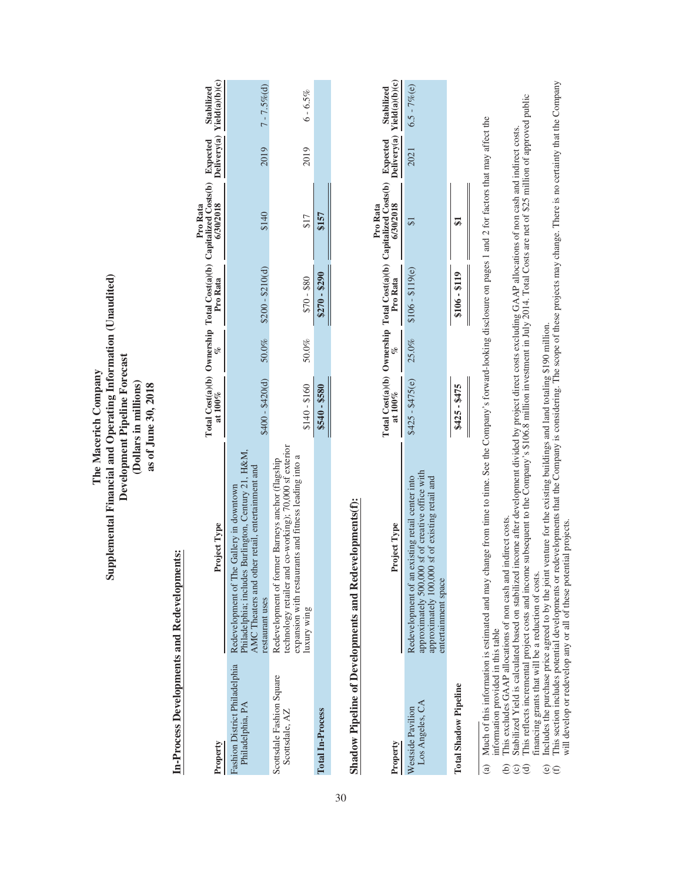# The Macerich Company
## Supplemental Financial and Operating Information (Unaudited)
## Development Pipeline Forecast
## (Dollars in millions)
## as of June 30, 2018

### In-Process Developments and Redevelopments:

| Property | Project Type | Total Cost(a)(b) at 100% | Ownership % | Total Cost(a)(b) Pro Rata | Pro Rata Capitalized Costs(b) 6/30/2018 | Expected Delivery(a) | Stabilized Yield(a)(b)(c) |
|---|---|---|---|---|---|---|---|
| Fashion District Philadelphia<br>Philadelphia, PA | Redevelopment of The Gallery in downtown Philadelphia; includes Burlington, Century 21, H&M, AMC Theaters and other retail, entertainment and restaurant uses | $400 - $420(d) | 50.0% | $200 - $210(d) | $140 | 2019 | 7 - 7.5%(d) |
| Scottsdale Fashion Square<br>Scottsdale, AZ | Redevelopment of former Barneys anchor (flagship technology retailer and co-working); 70,000 sf exterior expansion with restaurants and fitness leading into a luxury wing | $140 - $160 | 50.0% | $70 - $80 | $17 | 2019 | 6 - 6.5% |
| **Total In-Process** | | **$540 - $580** | | **$270 - $290** | **$157** | | |

### Shadow Pipeline of Developments and Redevelopments(f):

| Property | Project Type | Total Cost(a)(b) at 100% | Ownership % | Total Cost(a)(b) Pro Rata | Pro Rata Capitalized Costs(b) 6/30/2018 | Expected Delivery(a) | Stabilized Yield(a)(b)(c) |
|---|---|---|---|---|---|---|---|
| Westside Pavilion<br>Los Angeles, CA | Redevelopment of an existing retail center into approximately 500,000 sf of creative office with approximately 100,000 sf of existing retail and entertainment space | $425 - $475(e) | 25.0% | $106 - $119(e) | $1 | 2021 | 6.5 - 7%(e) |
| **Total Shadow Pipeline** | | **$425 - $475** | | **$106 - $119** | **$1** | | |

(a) Much of this information is estimated and may change from time to time. See the Company's forward-looking disclosure on pages 1 and 2 for factors that may affect the information provided in this table

(b) This excludes GAAP allocations of non cash and indirect costs.

(c) Stabilized Yield is calculated based on stabilized income after development divided by project direct costs excluding GAAP allocations of non cash and indirect costs.

(d) This reflects incremental project costs and income subsequent to the Company's $106.8 million investment in July 2014. Total Costs are net of $25 million of approved public financing grants that will be a reduction of costs.

(e) Includes the purchase price agreed to by the joint venture for the existing buildings and land totaling $190 million.

(f) This section includes potential developments or redevelopments that the Company is considering. The scope of these projects may change. There is no certainty that the Company will develop or redevelop any or all of these potential projects.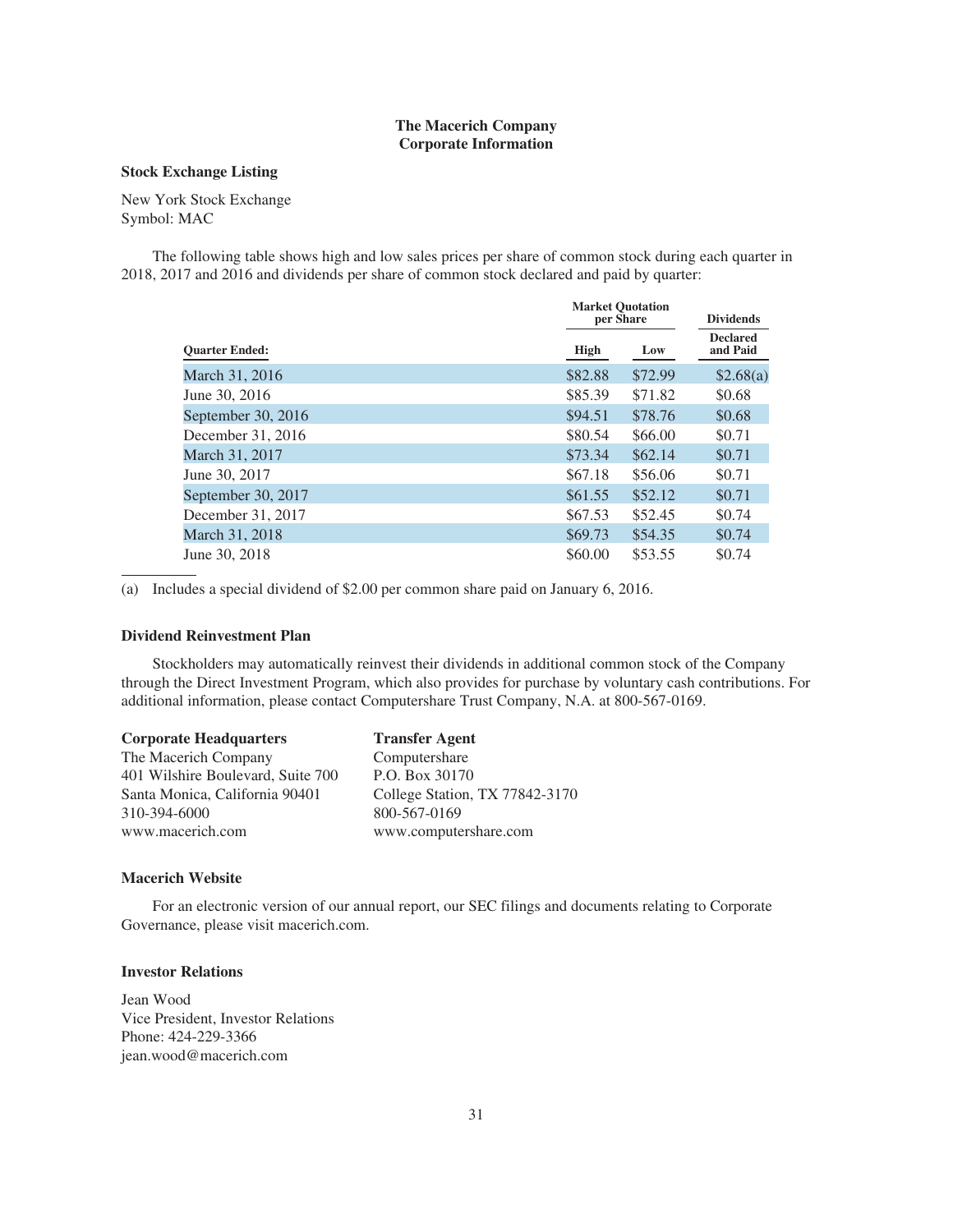# The Macerich Company
# Corporate Information

**Stock Exchange Listing**

New York Stock Exchange
Symbol: MAC

The following table shows high and low sales prices per share of common stock during each quarter in 2018, 2017 and 2016 and dividends per share of common stock declared and paid by quarter:

| | Market Quotation per Share | | Dividends |
|---|---|---|---|
| **Quarter Ended:** | **High** | **Low** | **Declared and Paid** |
| March 31, 2016 | $82.88 | $72.99 | $2.68(a) |
| June 30, 2016 | $85.39 | $71.82 | $0.68 |
| September 30, 2016 | $94.51 | $78.76 | $0.68 |
| December 31, 2016 | $80.54 | $66.00 | $0.71 |
| March 31, 2017 | $73.34 | $62.14 | $0.71 |
| June 30, 2017 | $67.18 | $56.06 | $0.71 |
| September 30, 2017 | $61.55 | $52.12 | $0.71 |
| December 31, 2017 | $67.53 | $52.45 | $0.74 |
| March 31, 2018 | $69.73 | $54.35 | $0.74 |
| June 30, 2018 | $60.00 | $53.55 | $0.74 |

(a) Includes a special dividend of $2.00 per common share paid on January 6, 2016.

**Dividend Reinvestment Plan**

Stockholders may automatically reinvest their dividends in additional common stock of the Company through the Direct Investment Program, which also provides for purchase by voluntary cash contributions. For additional information, please contact Computershare Trust Company, N.A. at 800-567-0169.

**Corporate Headquarters**
The Macerich Company
401 Wilshire Boulevard, Suite 700
Santa Monica, California 90401
310-394-6000
www.macerich.com

**Transfer Agent**
Computershare
P.O. Box 30170
College Station, TX 77842-3170
800-567-0169
www.computershare.com

**Macerich Website**

For an electronic version of our annual report, our SEC filings and documents relating to Corporate Governance, please visit macerich.com.

**Investor Relations**

Jean Wood
Vice President, Investor Relations
Phone: 424-229-3366
jean.wood@macerich.com